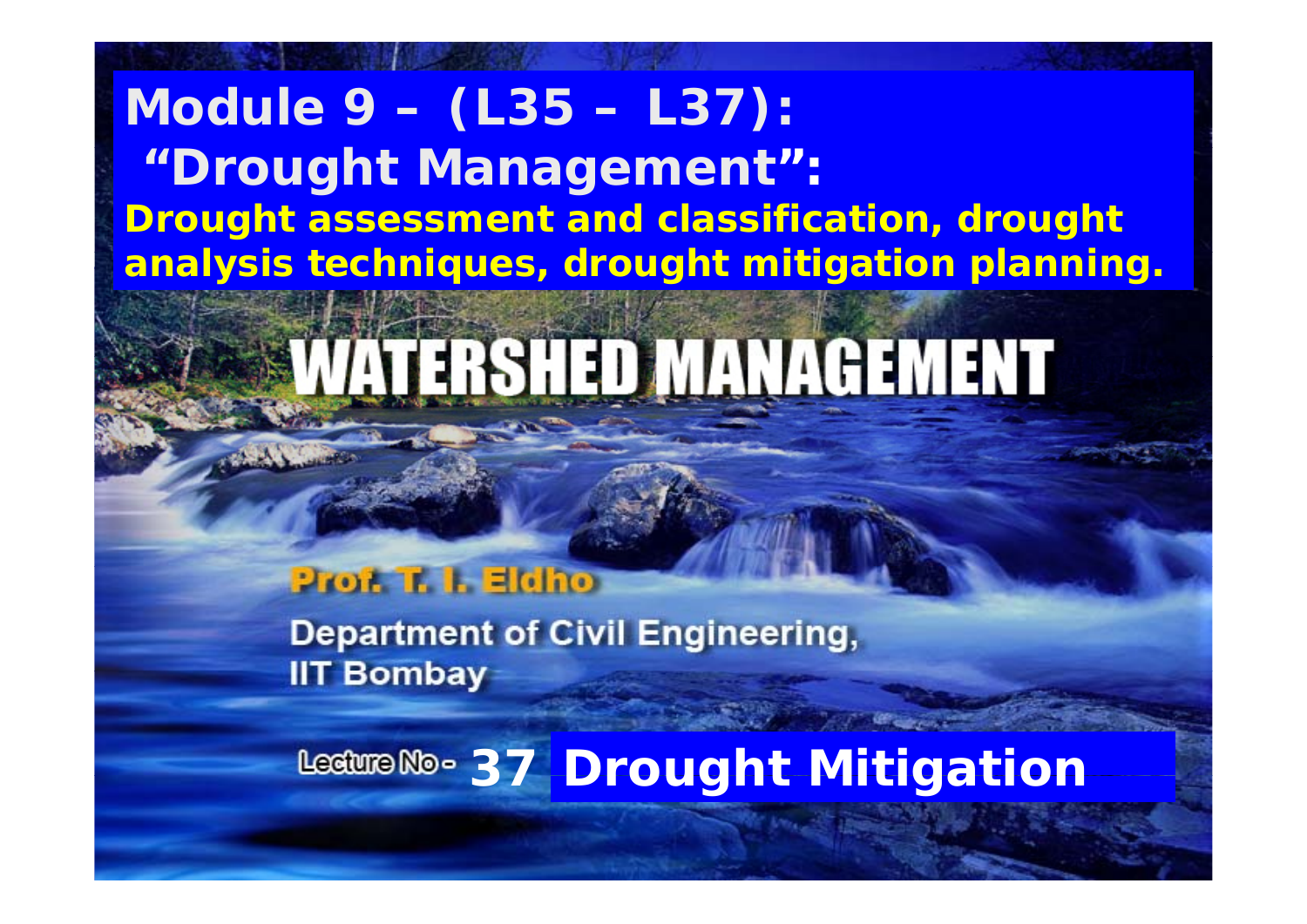# Module 9 – (L35 – L37): "Drought Management":

**Drought assessment and classification, drought analysis techniques, drought mitigation planning.**

# WATERSHED MANAGEMENT

**Prof. T. I. Eldho**

Department of Civil Engineering,
IIT Bombay

## Lecture No- 37 Drought Mitigation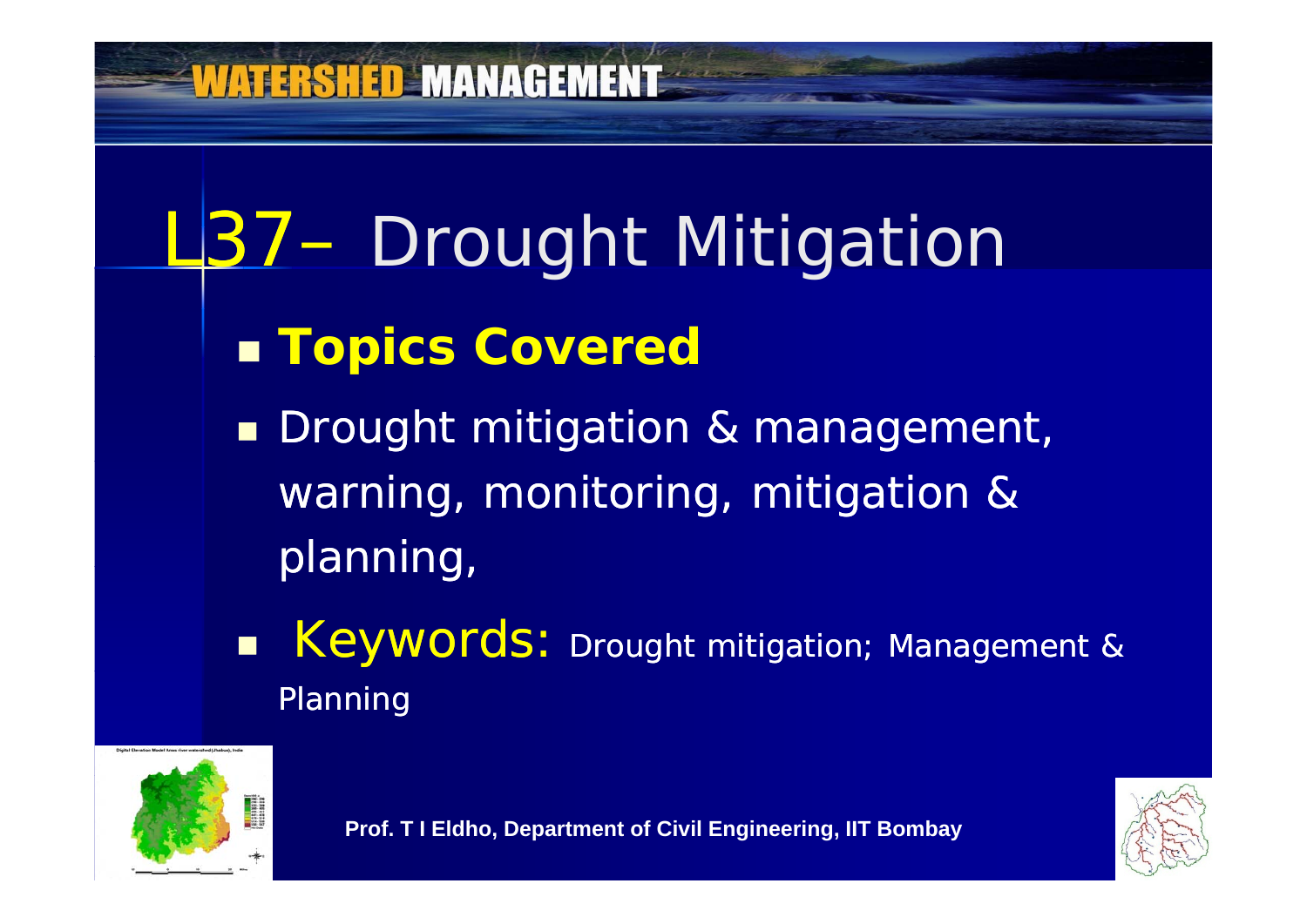# L37– Drought Mitigation

- **Topics Covered**
- Drought mitigation & management, warning, monitoring, mitigation & planning,
- Keywords: Drought mitigation; Management & Planning

Prof. T I Eldho, Department of Civil Engineering, IIT Bombay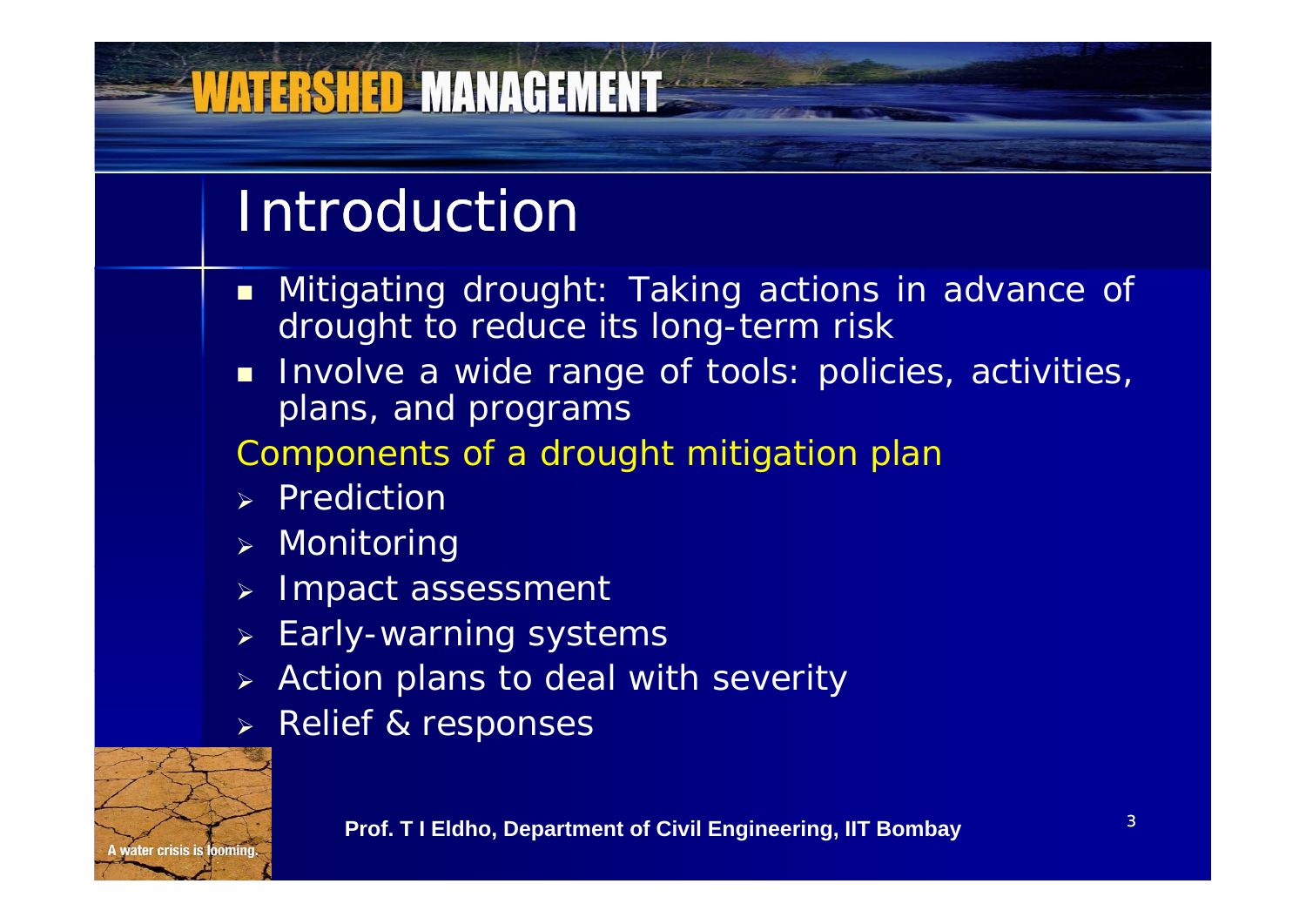# Introduction

- Mitigating drought: Taking actions in advance of drought to reduce its long-term risk
- Involve a wide range of tools: policies, activities, plans, and programs

Components of a drought mitigation plan

- Prediction
- Monitoring
- Impact assessment
- Early-warning systems
- Action plans to deal with severity
- Relief & responses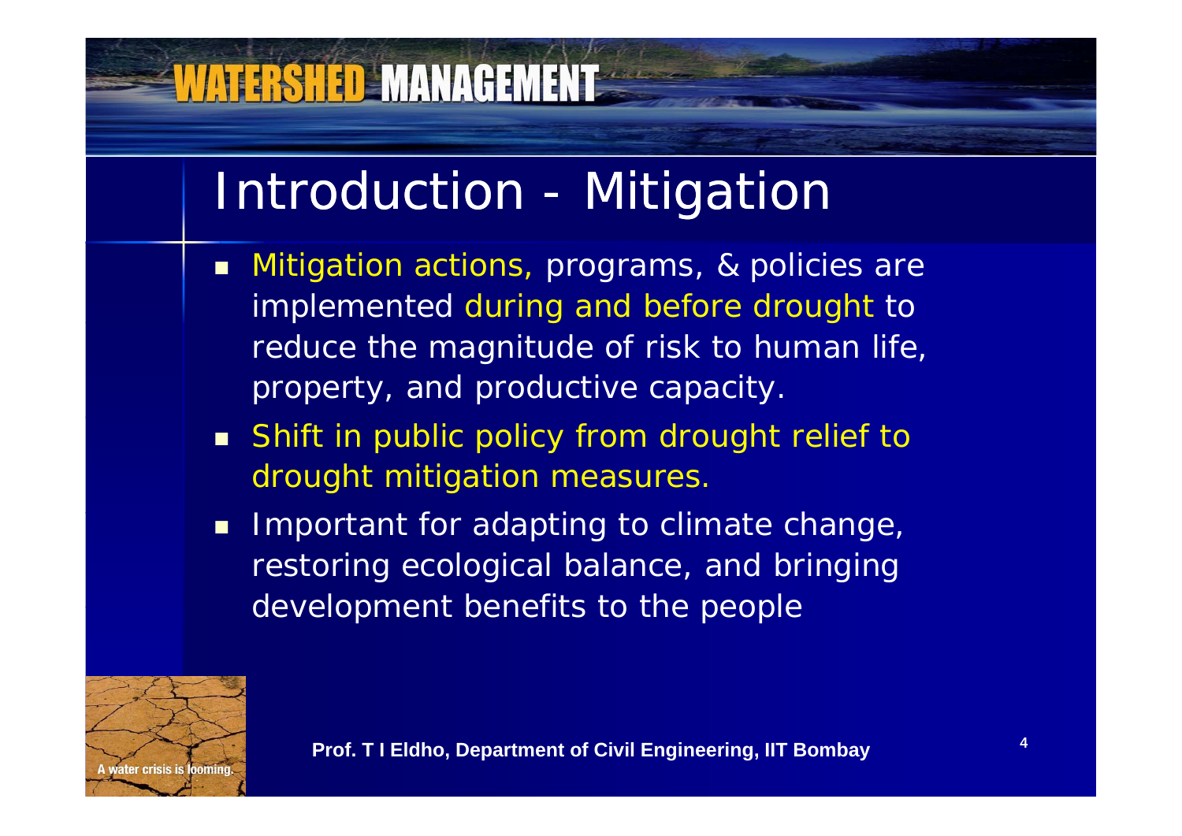# Introduction - Mitigation

- Mitigation actions, programs, & policies are implemented during and before drought to reduce the magnitude of risk to human life, property, and productive capacity.
- Shift in public policy from drought relief to drought mitigation measures.
- Important for adapting to climate change, restoring ecological balance, and bringing development benefits to the people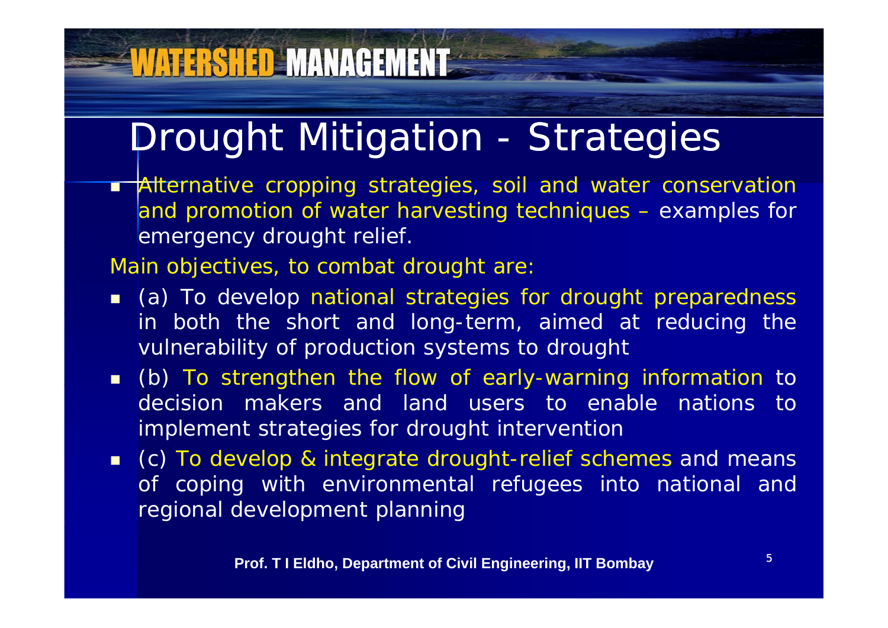# Drought Mitigation - Strategies

- Alternative cropping strategies, soil and water conservation and promotion of water harvesting techniques – examples for emergency drought relief.

Main objectives, to combat drought are:

- (a) To develop national strategies for drought preparedness in both the short and long-term, aimed at reducing the vulnerability of production systems to drought
- (b) To strengthen the flow of early-warning information to decision makers and land users to enable nations to implement strategies for drought intervention
- (c) To develop & integrate drought-relief schemes and means of coping with environmental refugees into national and regional development planning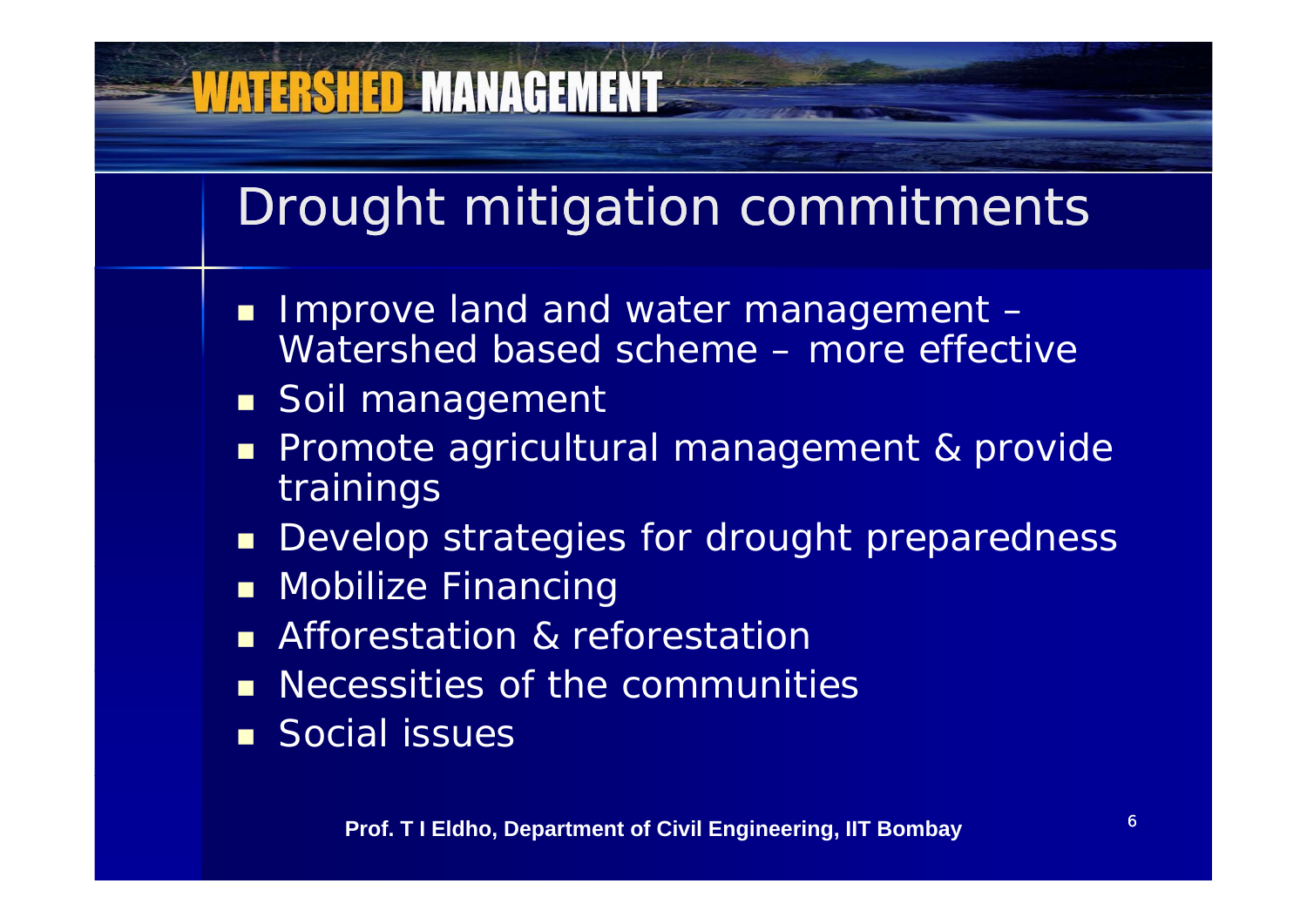# Drought mitigation commitments

- Improve land and water management – Watershed based scheme – more effective
- Soil management
- Promote agricultural management & provide trainings
- Develop strategies for drought preparedness
- Mobilize Financing
- Afforestation & reforestation
- Necessities of the communities
- Social issues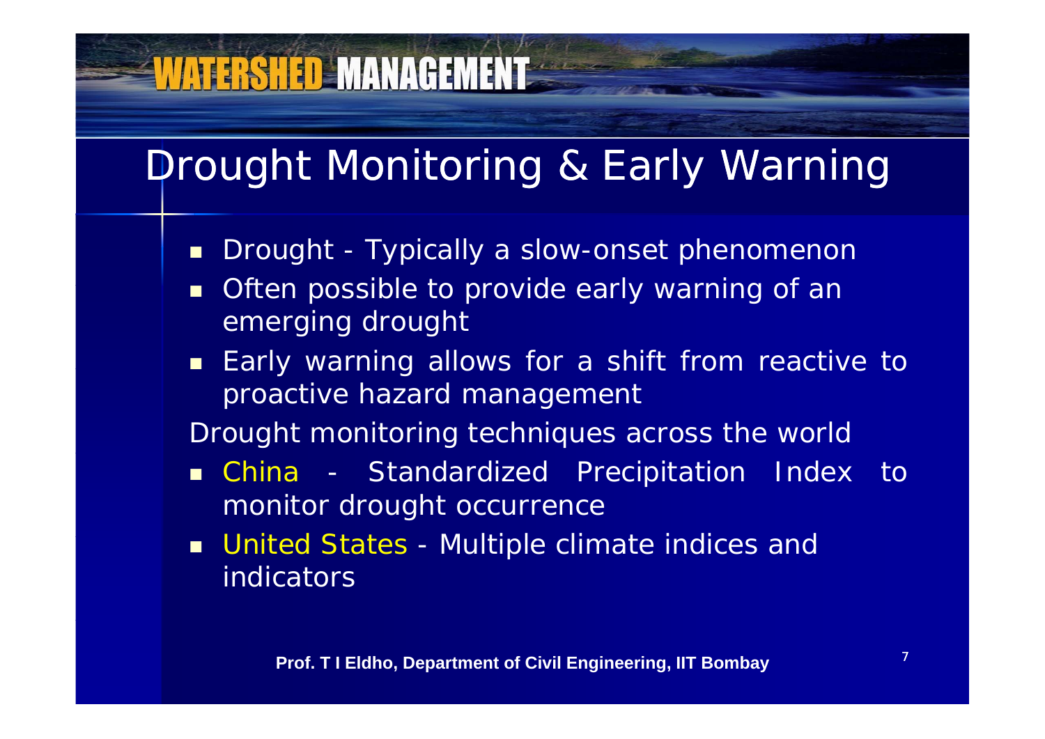# Drought Monitoring & Early Warning

- Drought - Typically a slow-onset phenomenon
- Often possible to provide early warning of an emerging drought
- Early warning allows for a shift from reactive to proactive hazard management

Drought monitoring techniques across the world

- China - Standardized Precipitation Index to monitor drought occurrence
- United States - Multiple climate indices and indicators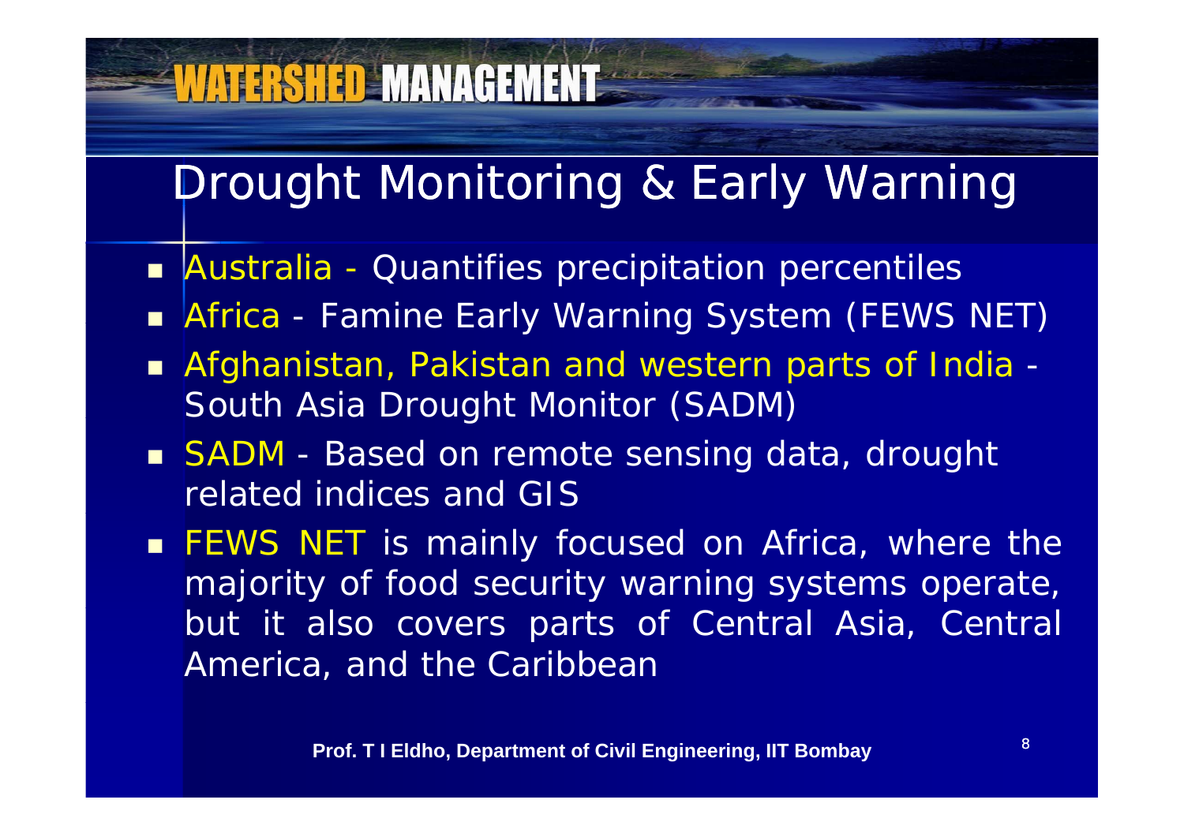## Drought Monitoring & Early Warning

- Australia - Quantifies precipitation percentiles
- Africa - Famine Early Warning System (FEWS NET)
- Afghanistan, Pakistan and western parts of India - South Asia Drought Monitor (SADM)
- SADM - Based on remote sensing data, drought related indices and GIS
- FEWS NET is mainly focused on Africa, where the majority of food security warning systems operate, but it also covers parts of Central Asia, Central America, and the Caribbean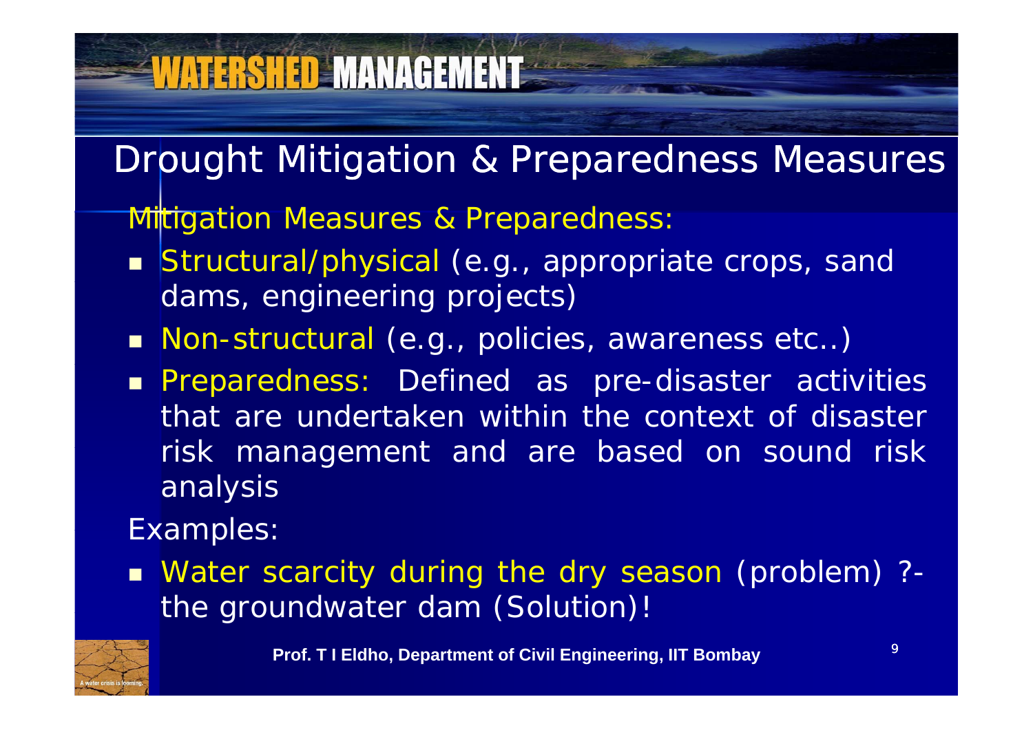## Drought Mitigation & Preparedness Measures

Mitigation Measures & Preparedness:

- Structural/physical (e.g., appropriate crops, sand dams, engineering projects)
- Non-structural (e.g., policies, awareness etc..)
- Preparedness: Defined as pre-disaster activities that are undertaken within the context of disaster risk management and are based on sound risk analysis

Examples:

- Water scarcity during the dry season (problem) ?- the groundwater dam (Solution)!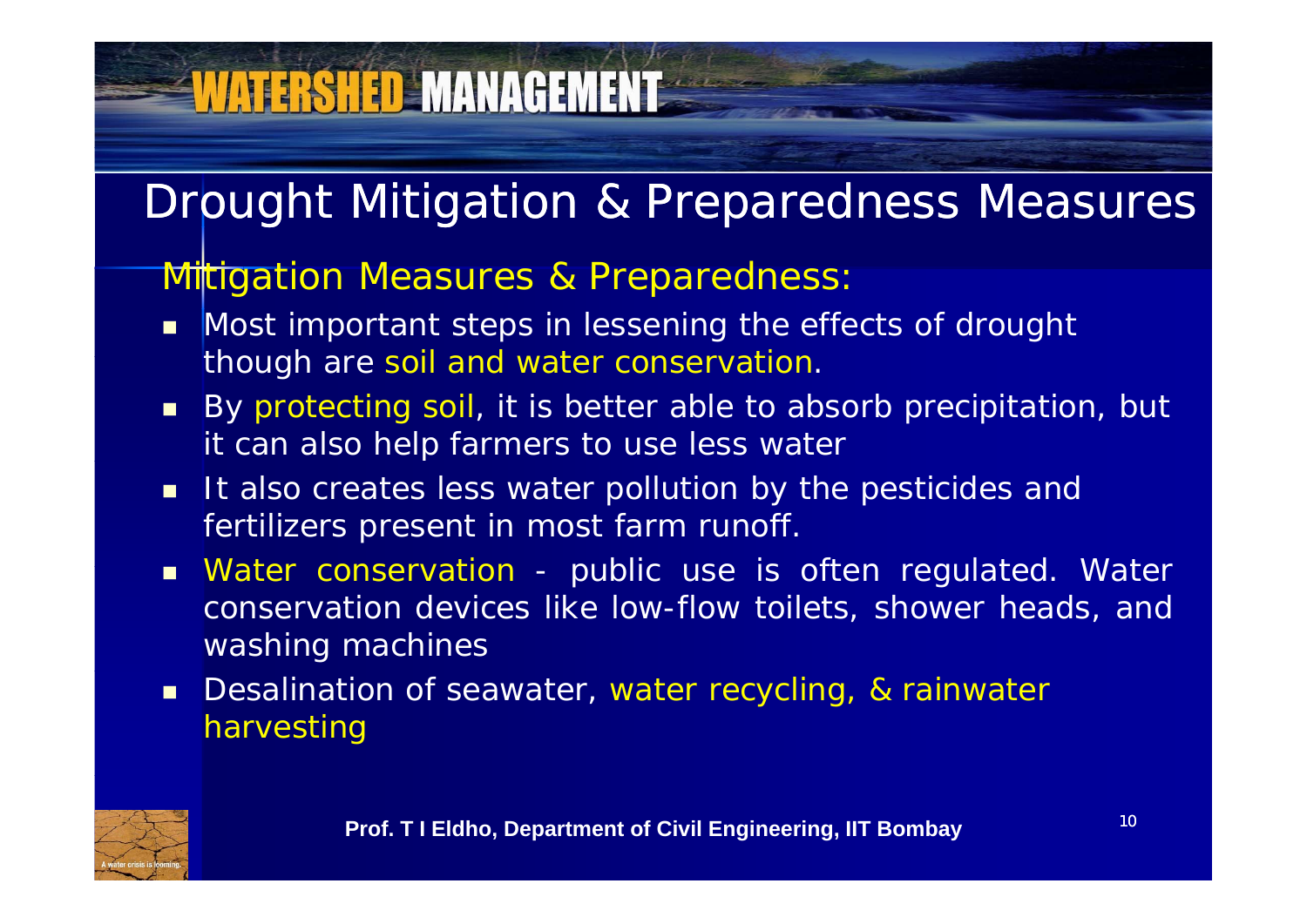# Drought Mitigation & Preparedness Measures

## Mitigation Measures & Preparedness:

- Most important steps in lessening the effects of drought though are soil and water conservation.
- By protecting soil, it is better able to absorb precipitation, but it can also help farmers to use less water
- It also creates less water pollution by the pesticides and fertilizers present in most farm runoff.
- Water conservation - public use is often regulated. Water conservation devices like low-flow toilets, shower heads, and washing machines
- Desalination of seawater, water recycling, & rainwater harvesting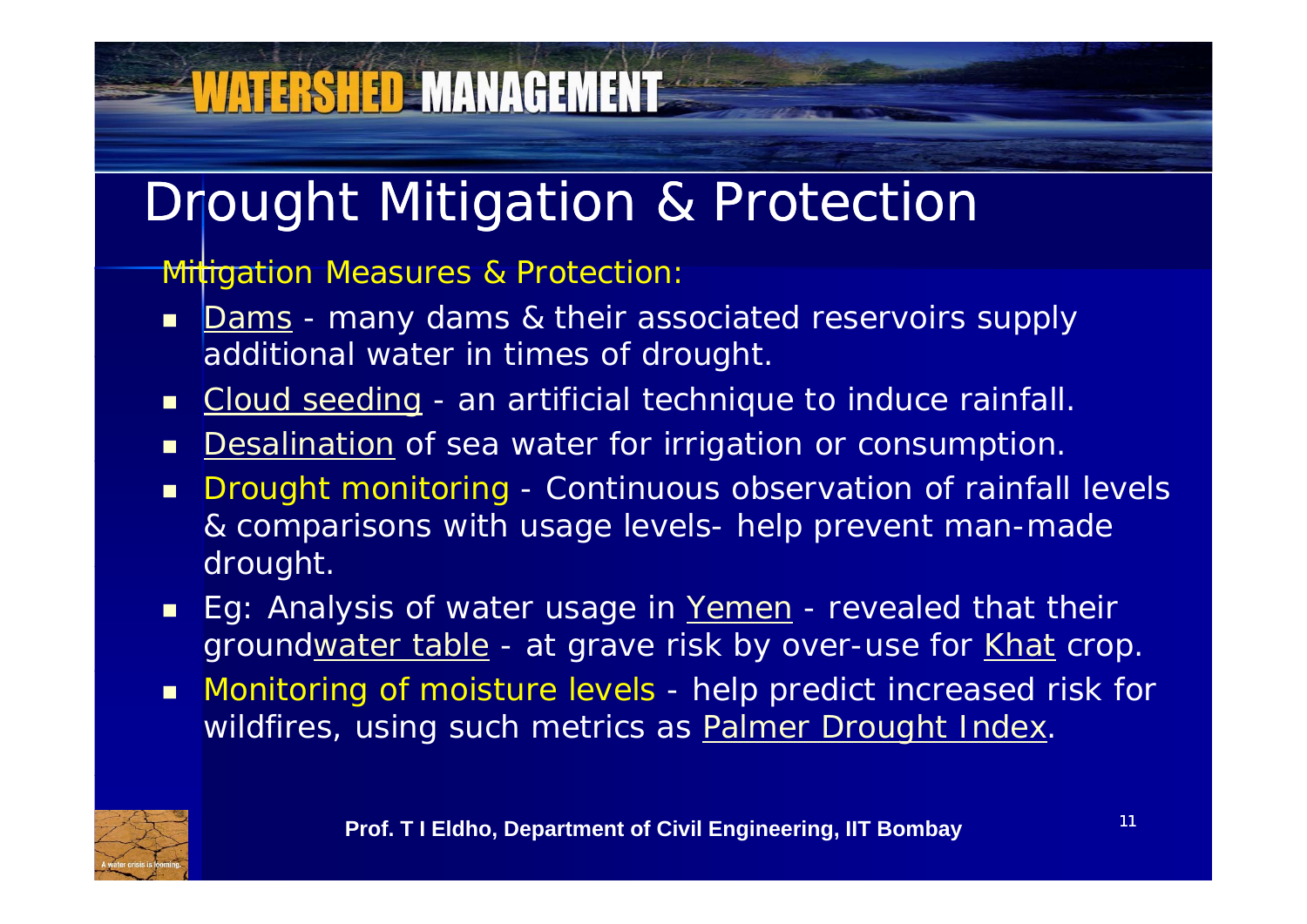# Drought Mitigation & Protection

Mitigation Measures & Protection:

- Dams - many dams & their associated reservoirs supply additional water in times of drought.
- Cloud seeding - an artificial technique to induce rainfall.
- Desalination of sea water for irrigation or consumption.
- Drought monitoring - Continuous observation of rainfall levels & comparisons with usage levels- help prevent man-made drought.
- Eg: Analysis of water usage in Yemen - revealed that their groundwater table - at grave risk by over-use for Khat crop.
- Monitoring of moisture levels - help predict increased risk for wildfires, using such metrics as Palmer Drought Index.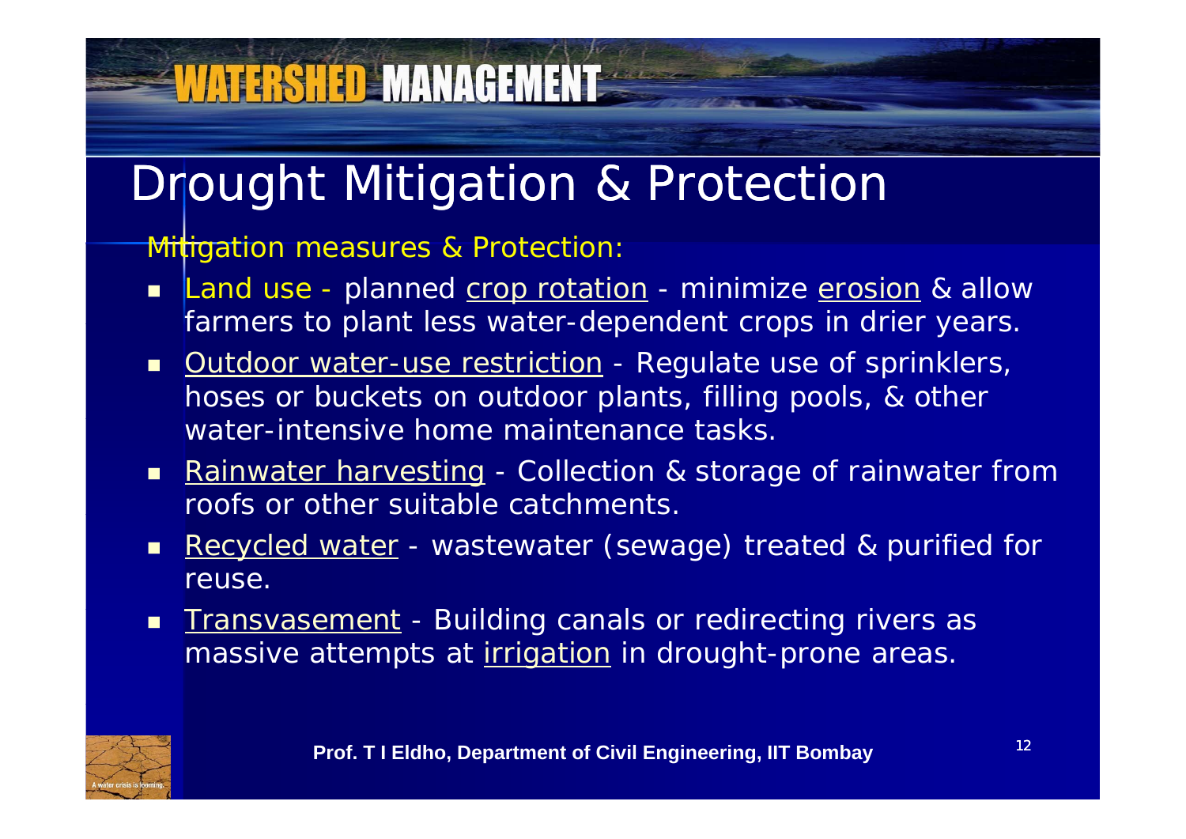# Drought Mitigation & Protection

Mitigation measures & Protection:

- Land use - planned crop rotation - minimize erosion & allow farmers to plant less water-dependent crops in drier years.
- Outdoor water-use restriction - Regulate use of sprinklers, hoses or buckets on outdoor plants, filling pools, & other water-intensive home maintenance tasks.
- Rainwater harvesting - Collection & storage of rainwater from roofs or other suitable catchments.
- Recycled water - wastewater (sewage) treated & purified for reuse.
- Transvasement - Building canals or redirecting rivers as massive attempts at irrigation in drought-prone areas.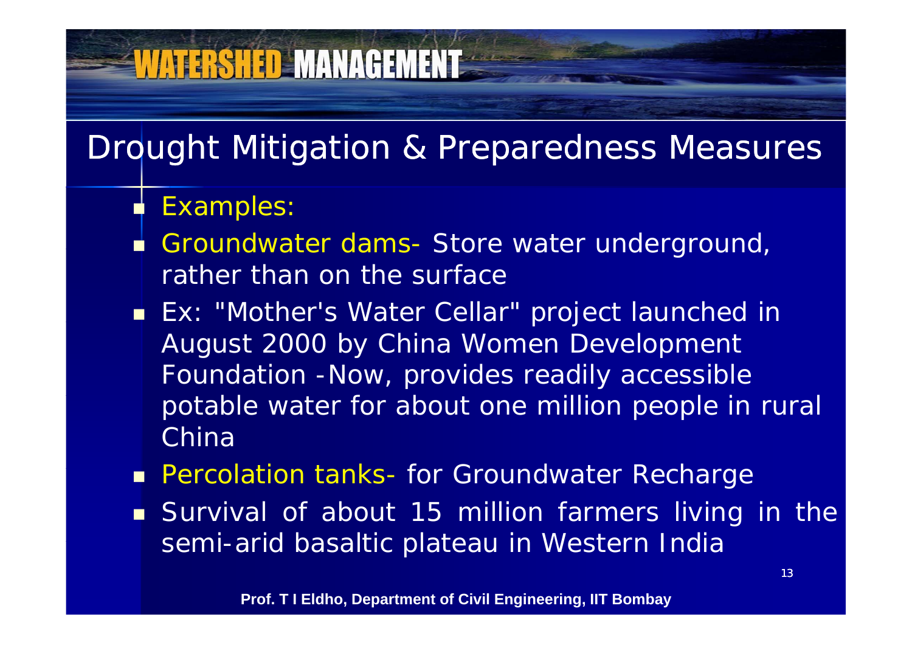## Drought Mitigation & Preparedness Measures

- Examples:
- Groundwater dams- Store water underground, rather than on the surface
- Ex: "Mother's Water Cellar" project launched in August 2000 by China Women Development Foundation -Now, provides readily accessible potable water for about one million people in rural China
- Percolation tanks- for Groundwater Recharge
- Survival of about 15 million farmers living in the semi-arid basaltic plateau in Western India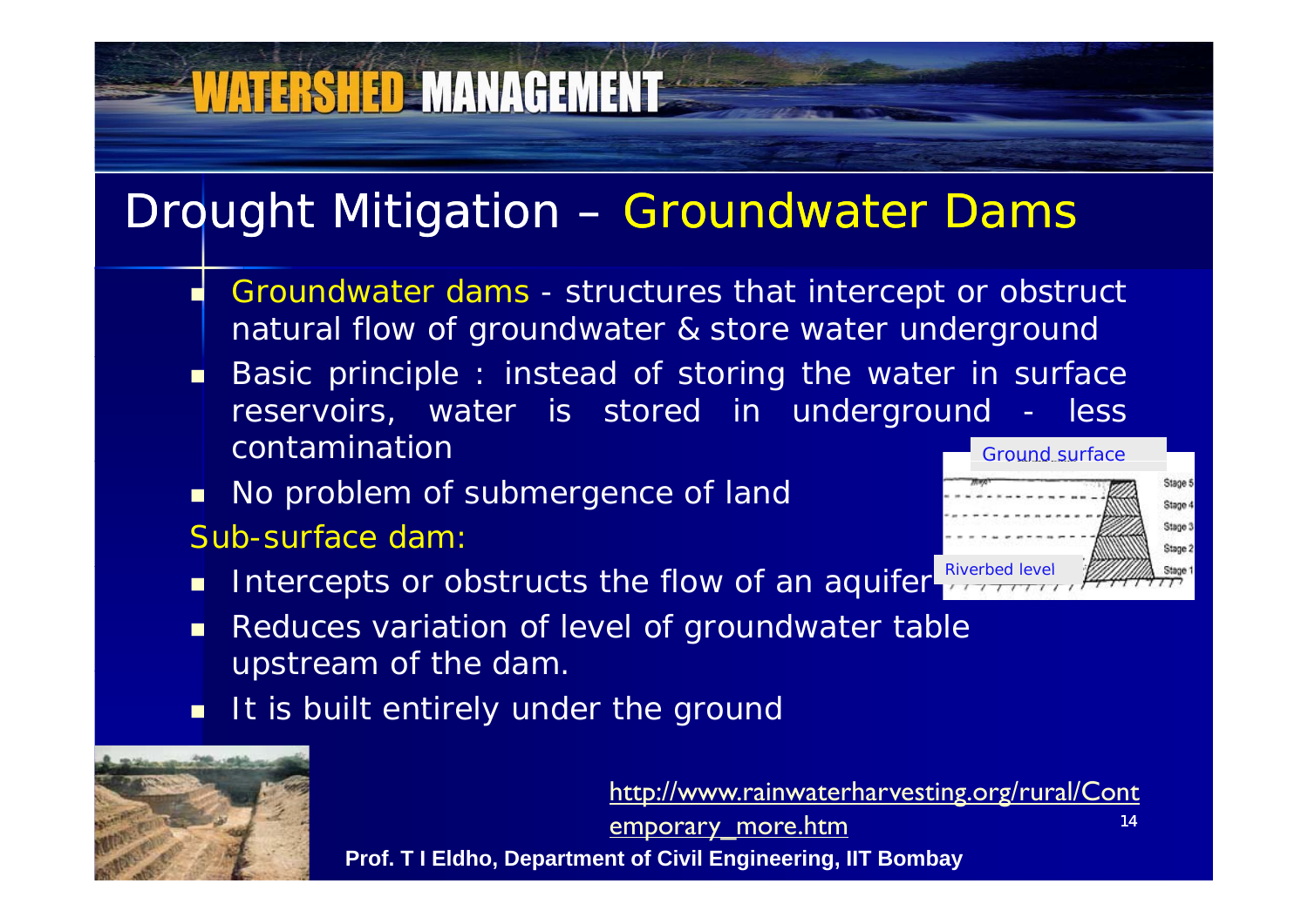# Drought Mitigation – Groundwater Dams

- Groundwater dams - structures that intercept or obstruct natural flow of groundwater & store water underground
- Basic principle : instead of storing the water in surface reservoirs, water is stored in underground - less contamination
- No problem of submergence of land

Sub-surface dam:

- Intercepts or obstructs the flow of an aquifer
- Reduces variation of level of groundwater table upstream of the dam.
- It is built entirely under the ground

Ground surface

Riverbed level

http://www.rainwaterharvesting.org/rural/Contemporary_more.htm

**Prof. T I Eldho, Department of Civil Engineering, IIT Bombay**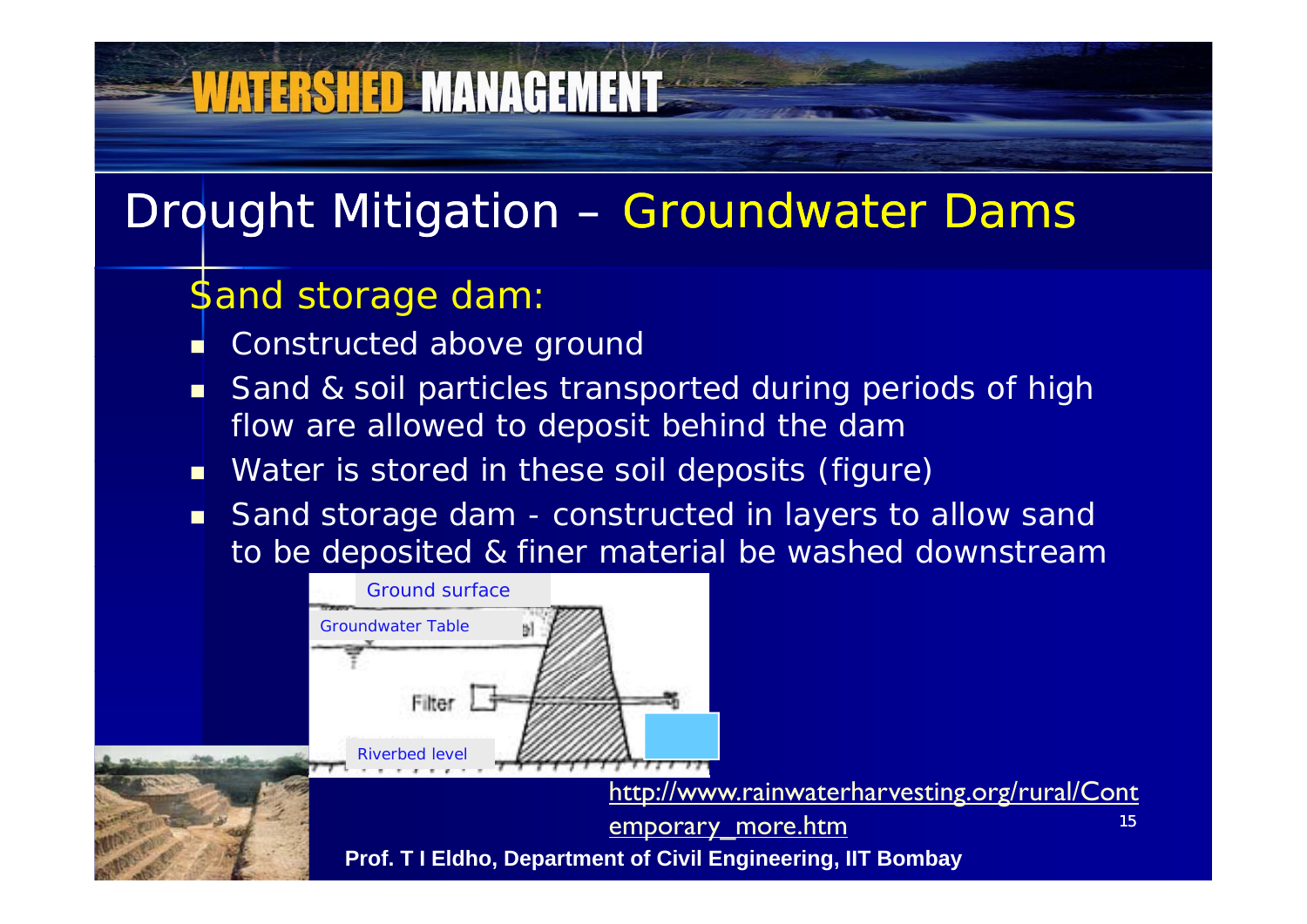## Drought Mitigation – Groundwater Dams

### Sand storage dam:

- Constructed above ground
- Sand & soil particles transported during periods of high flow are allowed to deposit behind the dam
- Water is stored in these soil deposits (figure)
- Sand storage dam - constructed in layers to allow sand to be deposited & finer material be washed downstream

Ground surface

Groundwater Table

Filter

Riverbed level

http://www.rainwaterharvesting.org/rural/Contemporary_more.htm

**Prof. T I Eldho, Department of Civil Engineering, IIT Bombay**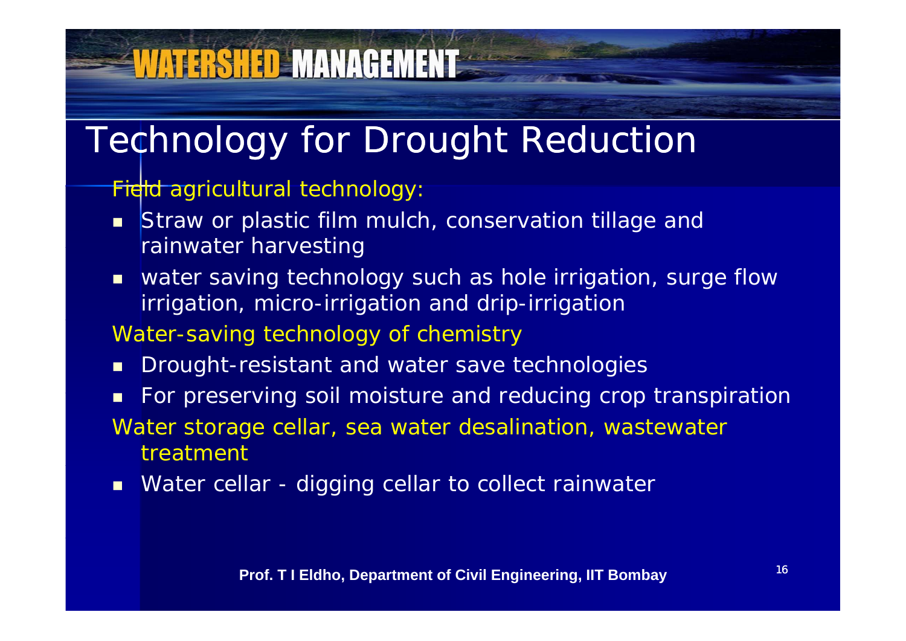# Technology for Drought Reduction

Field agricultural technology:

- Straw or plastic film mulch, conservation tillage and rainwater harvesting
- water saving technology such as hole irrigation, surge flow irrigation, micro-irrigation and drip-irrigation

Water-saving technology of chemistry

- Drought-resistant and water save technologies
- For preserving soil moisture and reducing crop transpiration

Water storage cellar, sea water desalination, wastewater treatment

- Water cellar - digging cellar to collect rainwater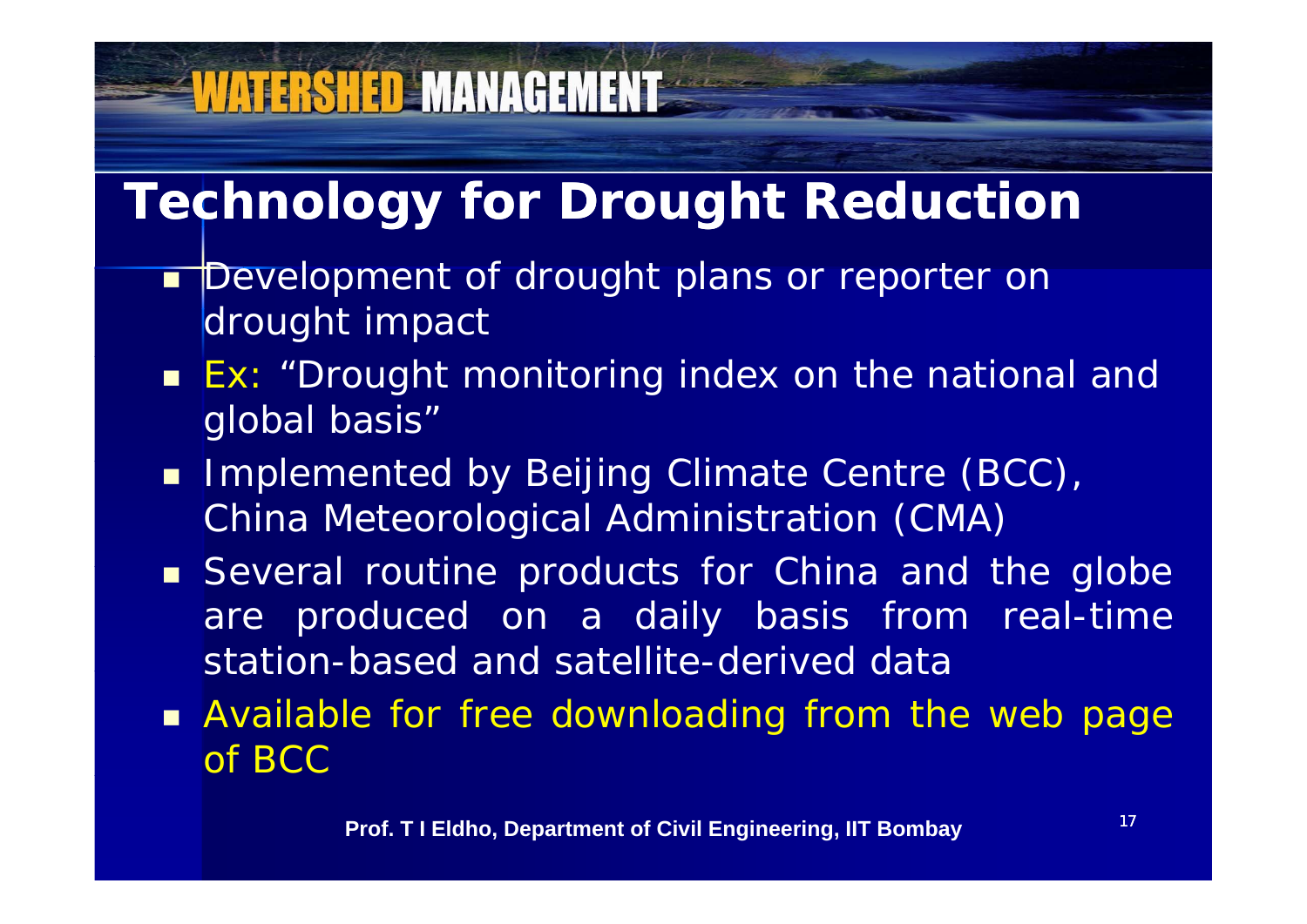# Technology for Drought Reduction

- Development of drought plans or reporter on drought impact
- Ex: "Drought monitoring index on the national and global basis"
- Implemented by Beijing Climate Centre (BCC), China Meteorological Administration (CMA)
- Several routine products for China and the globe are produced on a daily basis from real-time station-based and satellite-derived data
- Available for free downloading from the web page of BCC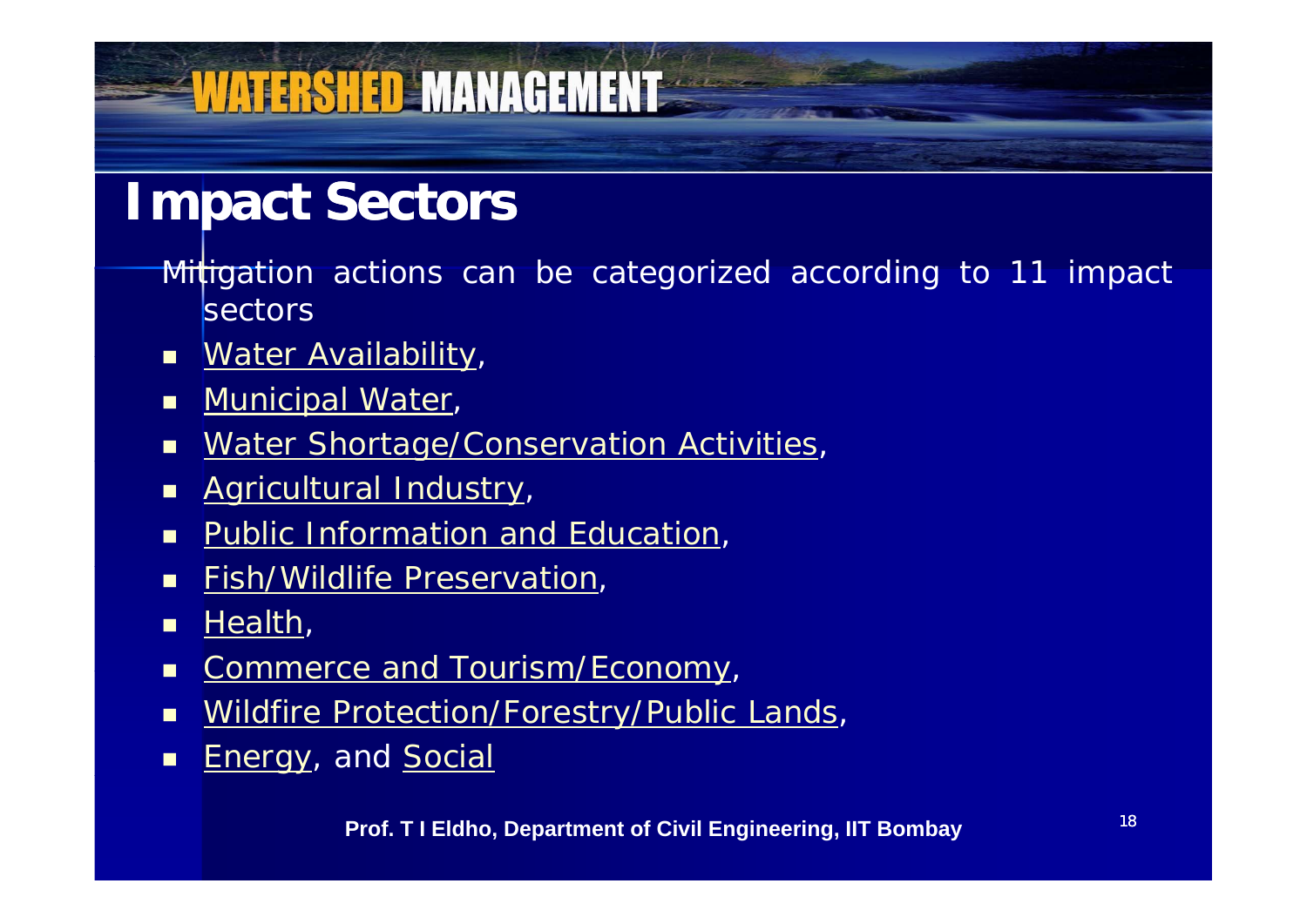# Impact Sectors

Mitigation actions can be categorized according to 11 impact sectors

- Water Availability,
- Municipal Water,
- Water Shortage/Conservation Activities,
- Agricultural Industry,
- Public Information and Education,
- Fish/Wildlife Preservation,
- Health,
- Commerce and Tourism/Economy,
- Wildfire Protection/Forestry/Public Lands,
- Energy, and Social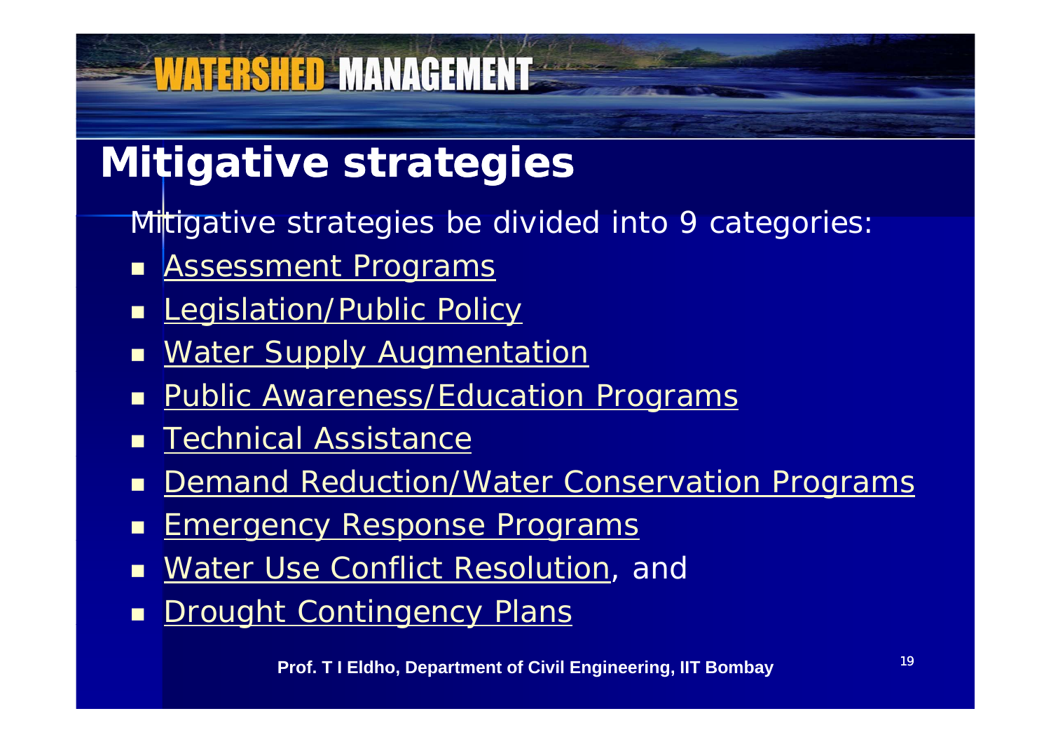# Mitigative strategies

Mitigative strategies be divided into 9 categories:

- Assessment Programs
- Legislation/Public Policy
- Water Supply Augmentation
- Public Awareness/Education Programs
- Technical Assistance
- Demand Reduction/Water Conservation Programs
- Emergency Response Programs
- Water Use Conflict Resolution, and
- Drought Contingency Plans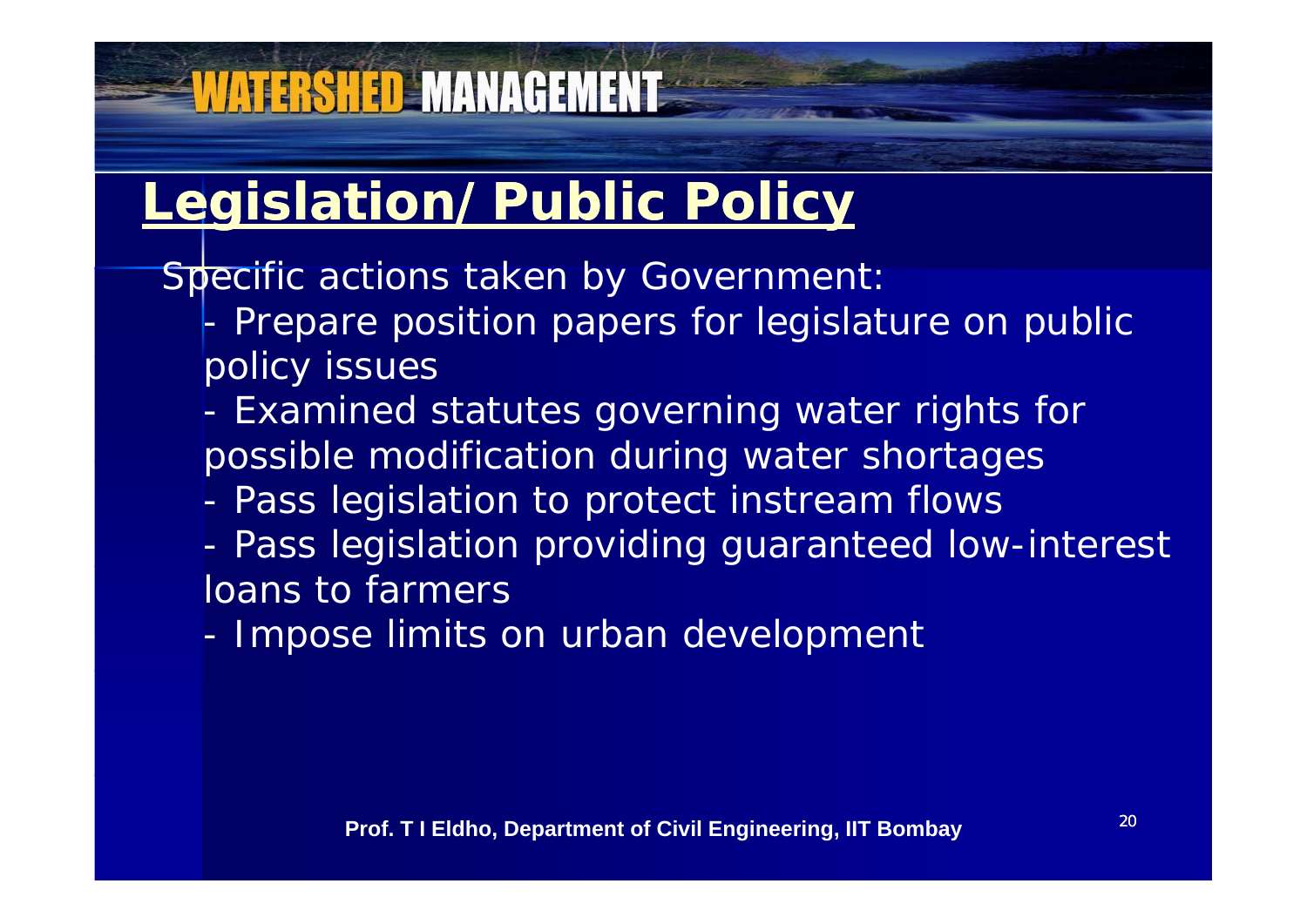## Legislation/ Public Policy

Specific actions taken by Government:

- Prepare position papers for legislature on public policy issues
- Examined statutes governing water rights for possible modification during water shortages
- Pass legislation to protect instream flows
- Pass legislation providing guaranteed low-interest loans to farmers
- Impose limits on urban development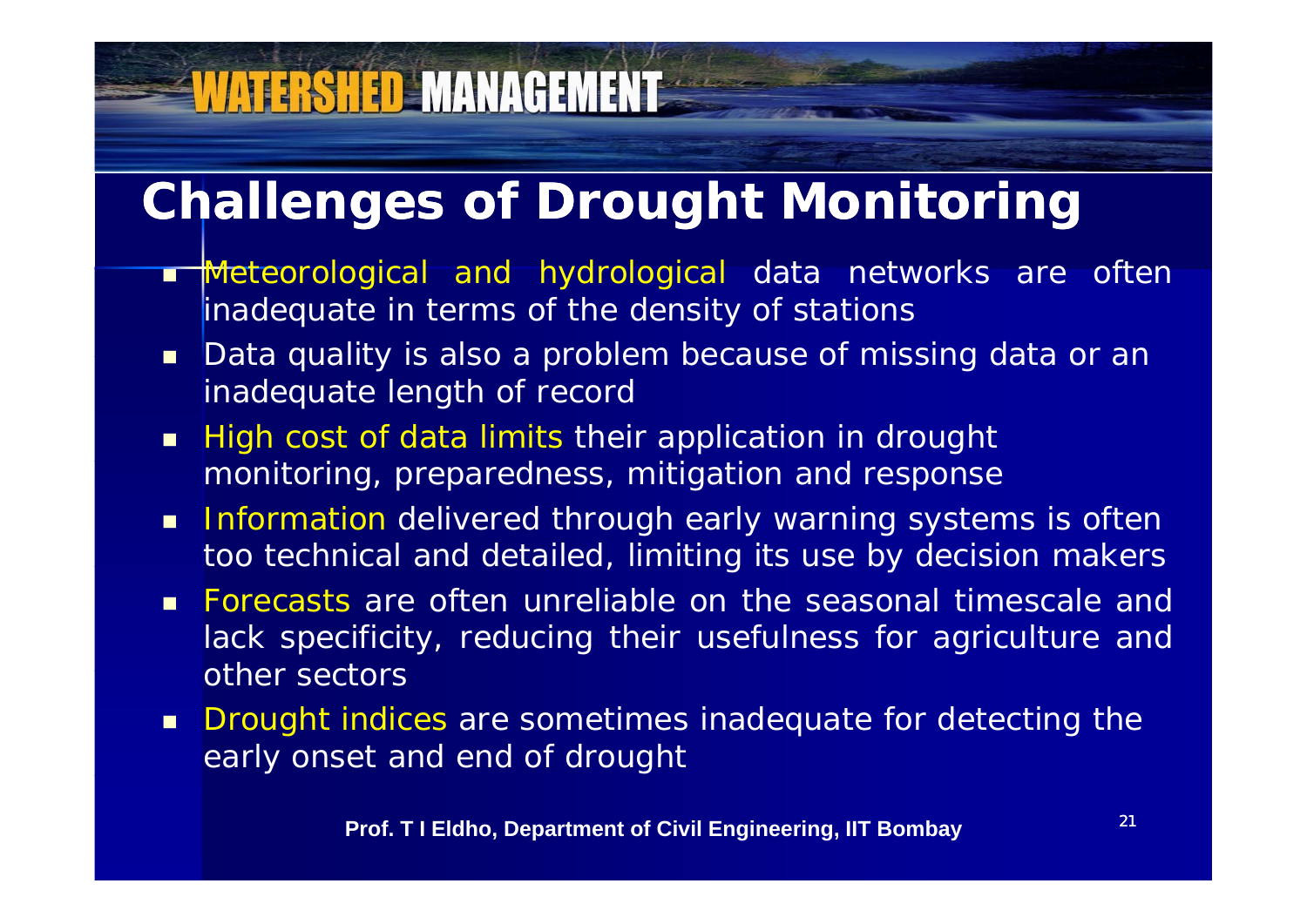## Challenges of Drought Monitoring

- Meteorological and hydrological data networks are often inadequate in terms of the density of stations
- Data quality is also a problem because of missing data or an inadequate length of record
- High cost of data limits their application in drought monitoring, preparedness, mitigation and response
- Information delivered through early warning systems is often too technical and detailed, limiting its use by decision makers
- Forecasts are often unreliable on the seasonal timescale and lack specificity, reducing their usefulness for agriculture and other sectors
- Drought indices are sometimes inadequate for detecting the early onset and end of drought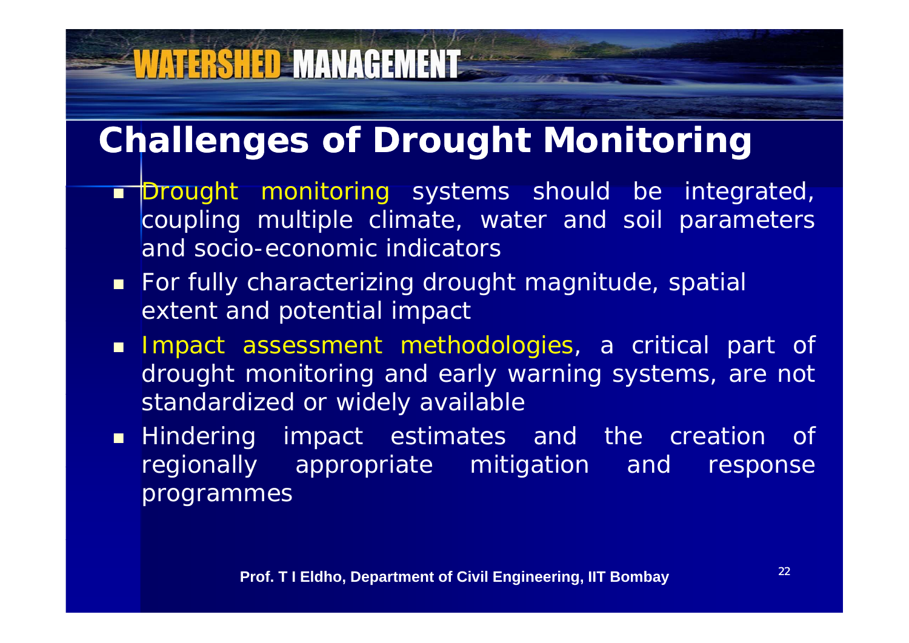## Challenges of Drought Monitoring

- Drought monitoring systems should be integrated, coupling multiple climate, water and soil parameters and socio-economic indicators
- For fully characterizing drought magnitude, spatial extent and potential impact
- Impact assessment methodologies, a critical part of drought monitoring and early warning systems, are not standardized or widely available
- Hindering impact estimates and the creation of regionally appropriate mitigation and response programmes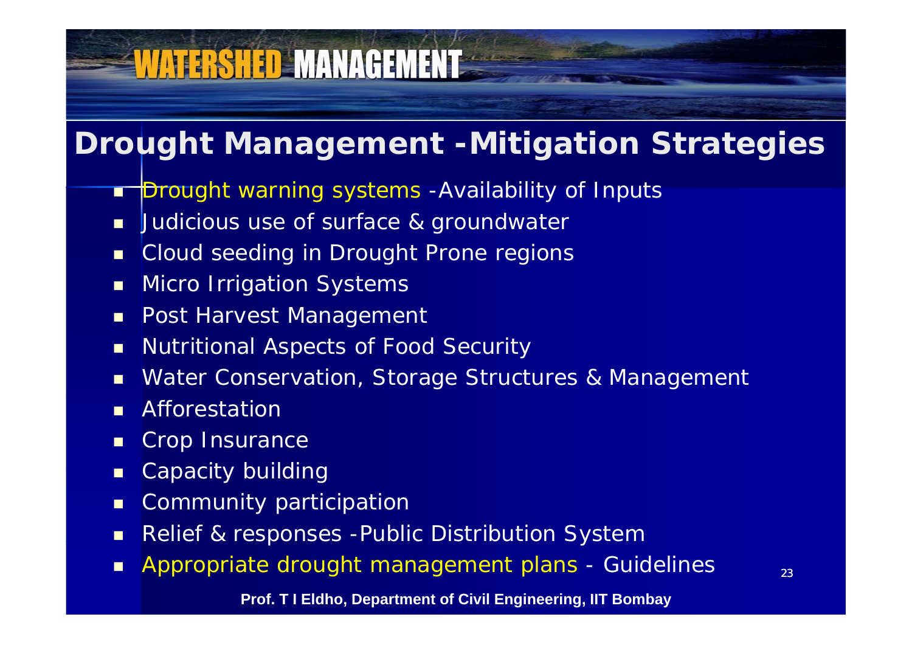# Drought Management -Mitigation Strategies

- Drought warning systems -Availability of Inputs
- Judicious use of surface & groundwater
- Cloud seeding in Drought Prone regions
- Micro Irrigation Systems
- Post Harvest Management
- Nutritional Aspects of Food Security
- Water Conservation, Storage Structures & Management
- Afforestation
- Crop Insurance
- Capacity building
- Community participation
- Relief & responses -Public Distribution System
- Appropriate drought management plans - Guidelines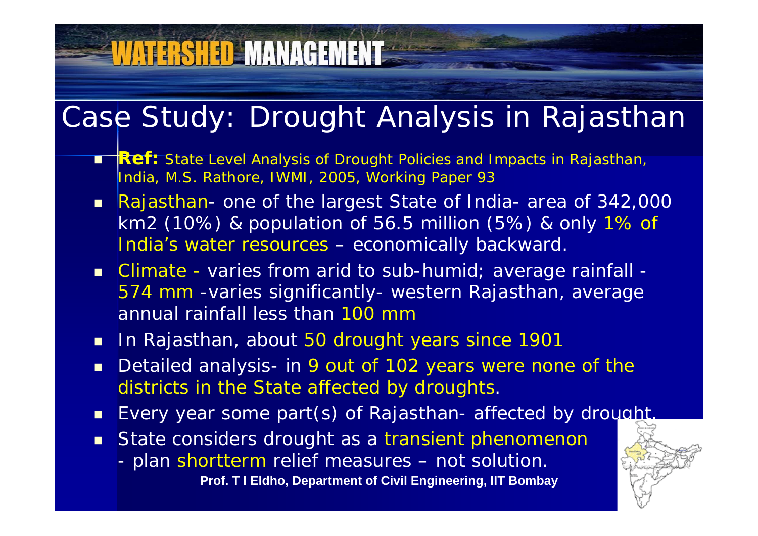# Case Study: Drought Analysis in Rajasthan

- **Ref:** State Level Analysis of Drought Policies and Impacts in Rajasthan, India, M.S. Rathore, IWMI, 2005, Working Paper 93
- Rajasthan- one of the largest State of India- area of 342,000 km2 (10%) & population of 56.5 million (5%) & only 1% of India's water resources – economically backward.
- Climate - varies from arid to sub-humid; average rainfall - 574 mm -varies significantly- western Rajasthan, average annual rainfall less than 100 mm
- In Rajasthan, about 50 drought years since 1901
- Detailed analysis- in 9 out of 102 years were none of the districts in the State affected by droughts.
- Every year some part(s) of Rajasthan- affected by drought.
- State considers drought as a transient phenomenon - plan shortterm relief measures – not solution.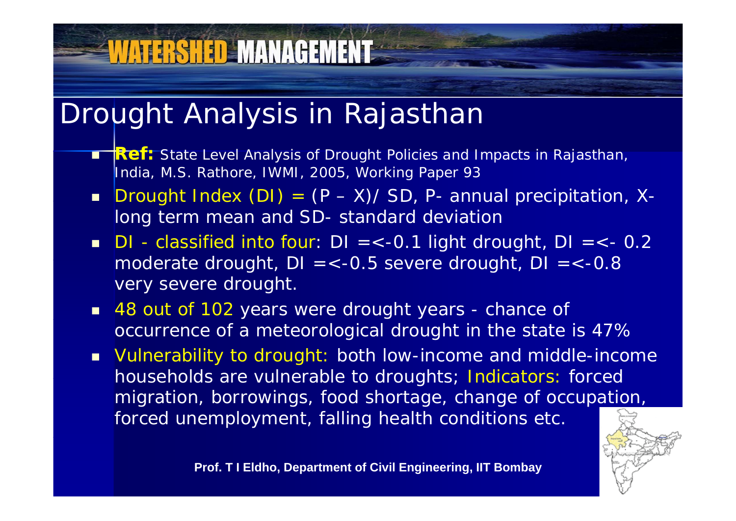# Drought Analysis in Rajasthan

- **Ref:** State Level Analysis of Drought Policies and Impacts in Rajasthan, India, M.S. Rathore, IWMI, 2005, Working Paper 93
- Drought Index (DI) = (P – X)/ SD, P- annual precipitation, X- long term mean and SD- standard deviation
- DI - classified into four: DI =<-0.1 light drought, DI =<- 0.2 moderate drought, DI =<-0.5 severe drought, DI =<-0.8 very severe drought.
- 48 out of 102 years were drought years - chance of occurrence of a meteorological drought in the state is 47%
- Vulnerability to drought: both low-income and middle-income households are vulnerable to droughts; Indicators: forced migration, borrowings, food shortage, change of occupation, forced unemployment, falling health conditions etc.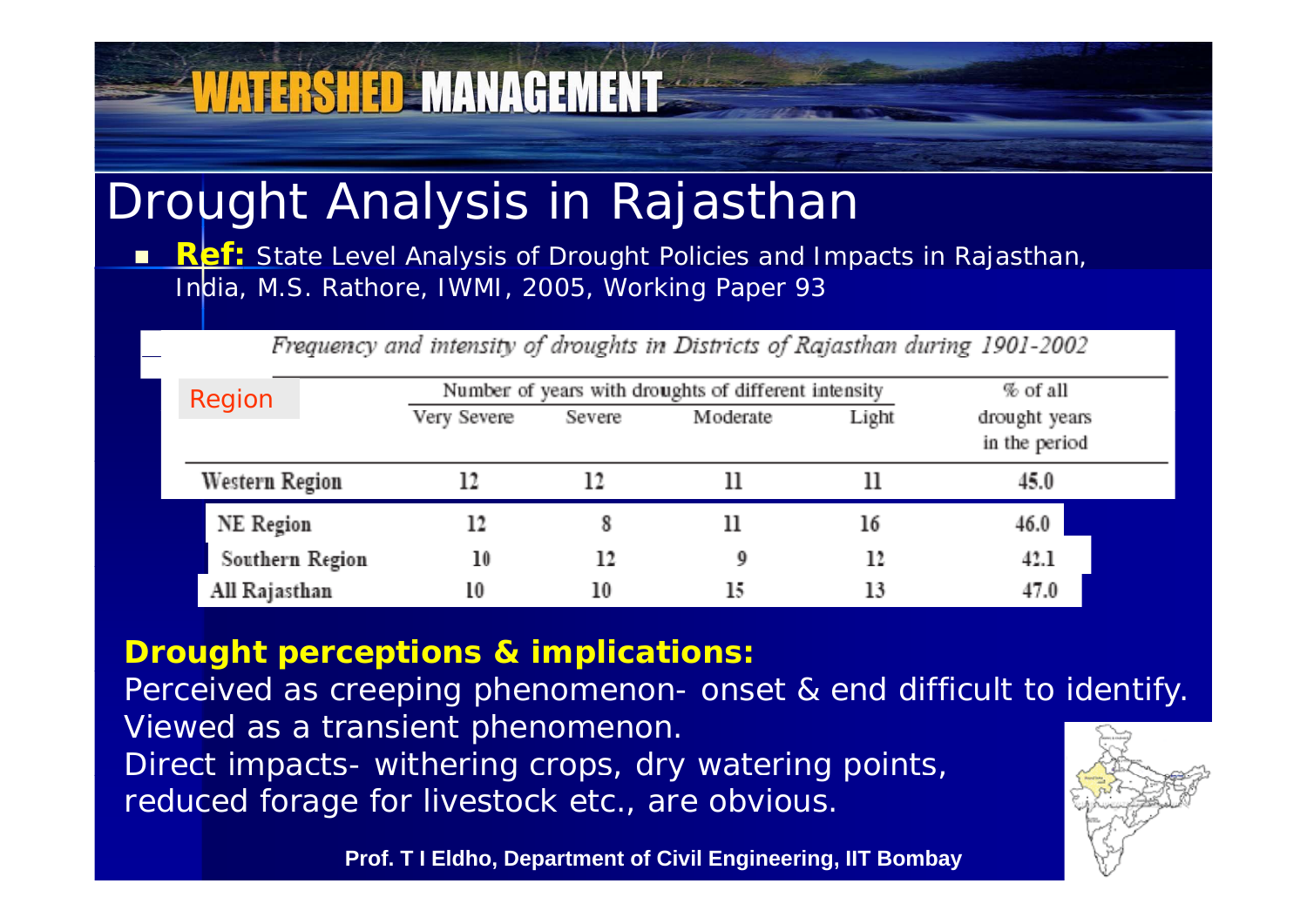# Drought Analysis in Rajasthan

- **Ref:** State Level Analysis of Drought Policies and Impacts in Rajasthan, India, M.S. Rathore, IWMI, 2005, Working Paper 93

*Frequency and intensity of droughts in Districts of Rajasthan during 1901-2002*

| Region | Number of years with droughts of different intensity | | | | % of all drought years in the period |
|---|---|---|---|---|---|
| | Very Severe | Severe | Moderate | Light | |
| Western Region | 12 | 12 | 11 | 11 | 45.0 |
| NE Region | 12 | 8 | 11 | 16 | 46.0 |
| Southern Region | 10 | 12 | 9 | 12 | 42.1 |
| All Rajasthan | 10 | 10 | 15 | 13 | 47.0 |

**Drought perceptions & implications:**

Perceived as creeping phenomenon- onset & end difficult to identify.
Viewed as a transient phenomenon.
Direct impacts- withering crops, dry watering points, reduced forage for livestock etc., are obvious.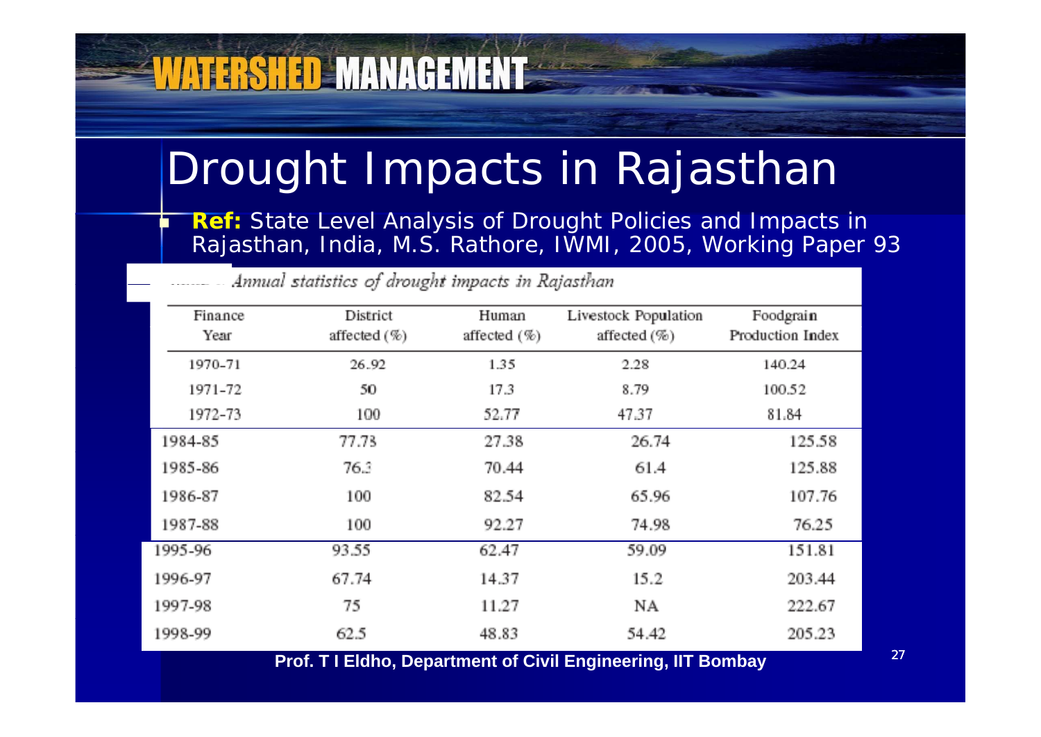# Drought Impacts in Rajasthan

- **Ref:** State Level Analysis of Drought Policies and Impacts in Rajasthan, India, M.S. Rathore, IWMI, 2005, Working Paper 93

*Annual statistics of drought impacts in Rajasthan*

| Finance Year | District affected (%) | Human affected (%) | Livestock Population affected (%) | Foodgrain Production Index |
|---|---|---|---|---|
| 1970-71 | 26.92 | 1.35 | 2.28 | 140.24 |
| 1971-72 | 50 | 17.3 | 8.79 | 100.52 |
| 1972-73 | 100 | 52.77 | 47.37 | 81.84 |
| 1984-85 | 77.73 | 27.38 | 26.74 | 125.58 |
| 1985-86 | 76.3 | 70.44 | 61.4 | 125.88 |
| 1986-87 | 100 | 82.54 | 65.96 | 107.76 |
| 1987-88 | 100 | 92.27 | 74.98 | 76.25 |
| 1995-96 | 93.55 | 62.47 | 59.09 | 151.81 |
| 1996-97 | 67.74 | 14.37 | 15.2 | 203.44 |
| 1997-98 | 75 | 11.27 | NA | 222.67 |
| 1998-99 | 62.5 | 48.83 | 54.42 | 205.23 |

**Prof. T I Eldho, Department of Civil Engineering, IIT Bombay**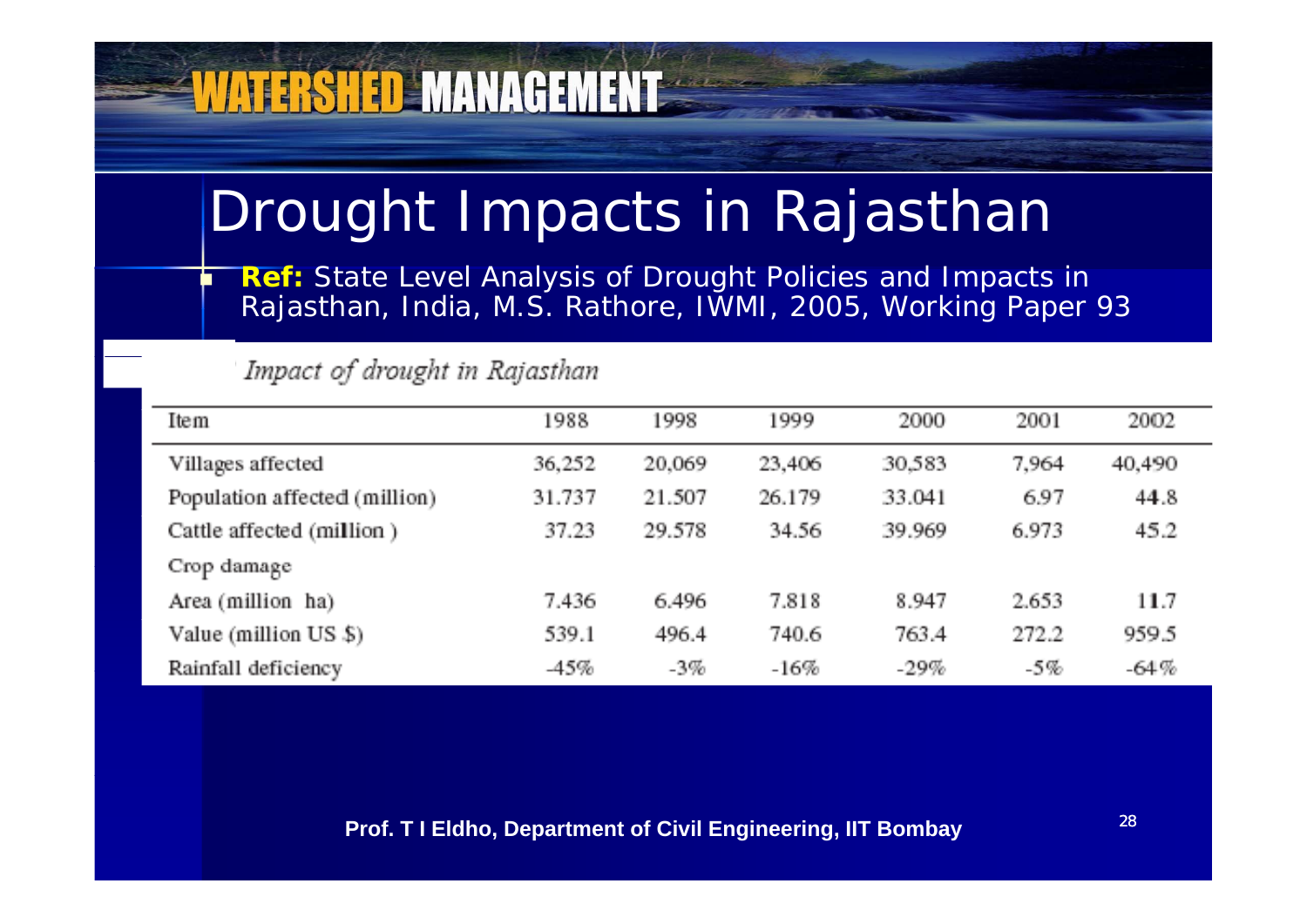# Drought Impacts in Rajasthan

- **Ref:** State Level Analysis of Drought Policies and Impacts in Rajasthan, India, M.S. Rathore, IWMI, 2005, Working Paper 93

*Impact of drought in Rajasthan*

| Item | 1988 | 1998 | 1999 | 2000 | 2001 | 2002 |
|---|---|---|---|---|---|---|
| Villages affected | 36,252 | 20,069 | 23,406 | 30,583 | 7,964 | 40,490 |
| Population affected (million) | 31.737 | 21.507 | 26.179 | 33.041 | 6.97 | 44.8 |
| Cattle affected (million ) | 37.23 | 29.578 | 34.56 | 39.969 | 6.973 | 45.2 |
| Crop damage | | | | | | |
| Area (million ha) | 7.436 | 6.496 | 7.818 | 8.947 | 2.653 | 11.7 |
| Value (million US $) | 539.1 | 496.4 | 740.6 | 763.4 | 272.2 | 959.5 |
| Rainfall deficiency | -45% | -3% | -16% | -29% | -5% | -64% |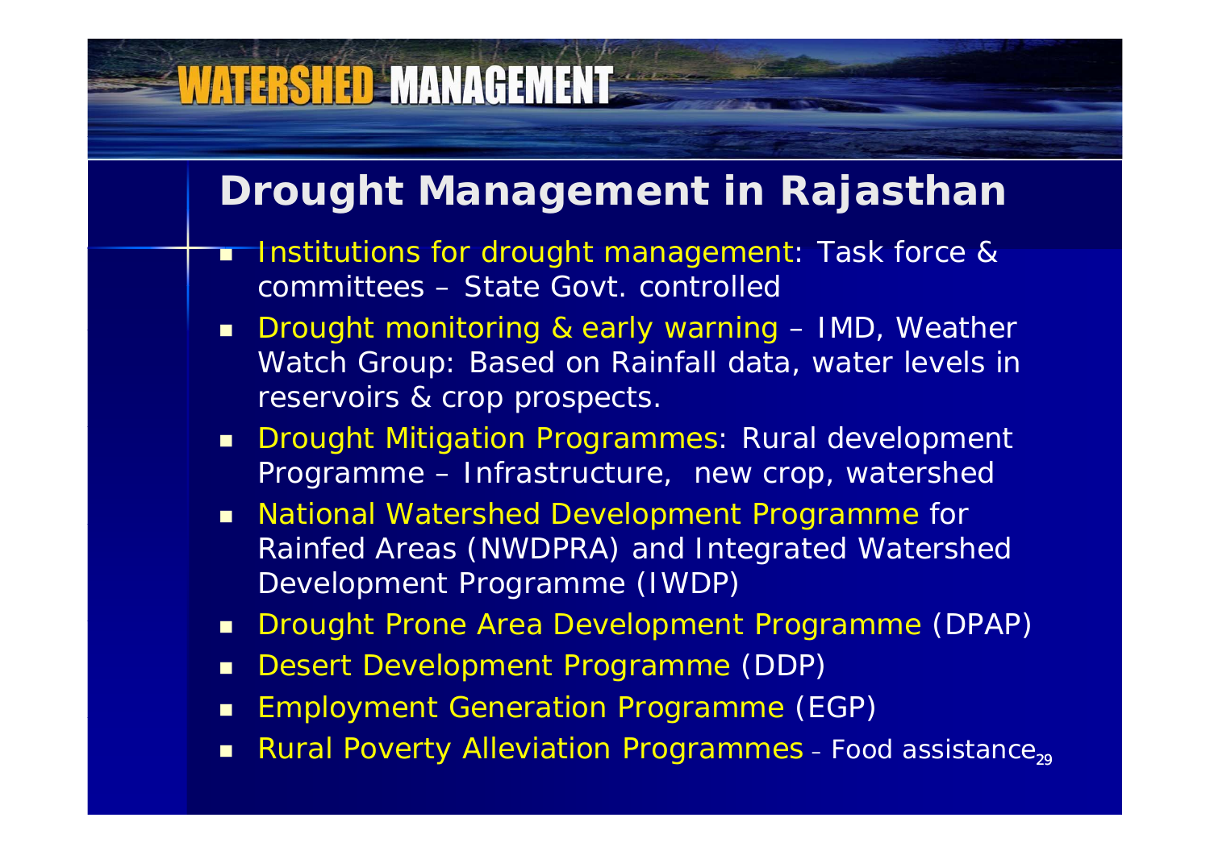# WATERSHED MANAGEMENT

## Drought Management in Rajasthan

- Institutions for drought management: Task force & committees – State Govt. controlled
- Drought monitoring & early warning – IMD, Weather Watch Group: Based on Rainfall data, water levels in reservoirs & crop prospects.
- Drought Mitigation Programmes: Rural development Programme – Infrastructure, new crop, watershed
- National Watershed Development Programme for Rainfed Areas (NWDPRA) and Integrated Watershed Development Programme (IWDP)
- Drought Prone Area Development Programme (DPAP)
- Desert Development Programme (DDP)
- Employment Generation Programme (EGP)
- Rural Poverty Alleviation Programmes – Food assistance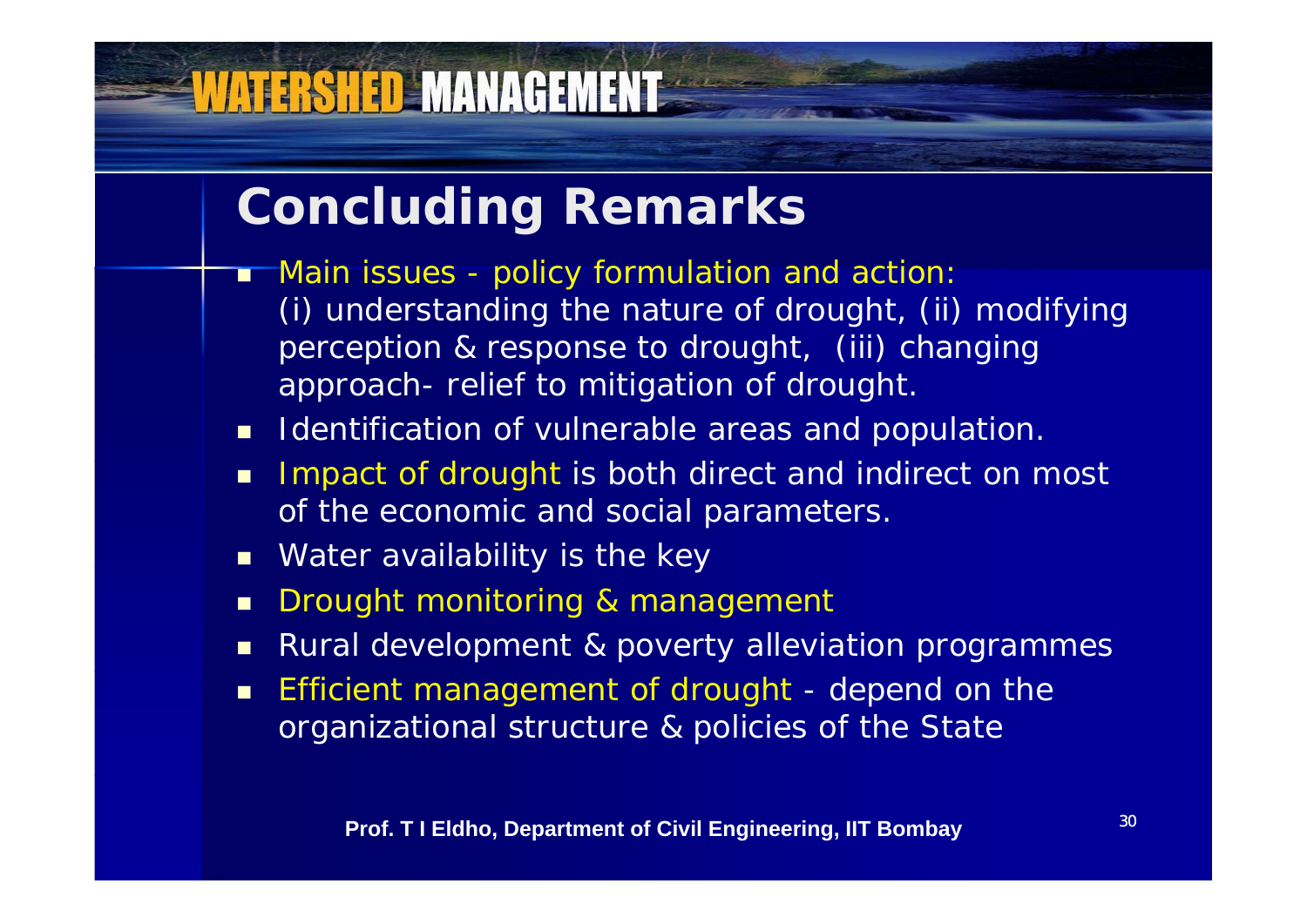# Concluding Remarks

- Main issues - policy formulation and action: (i) understanding the nature of drought, (ii) modifying perception & response to drought, (iii) changing approach- relief to mitigation of drought.
- Identification of vulnerable areas and population.
- Impact of drought is both direct and indirect on most of the economic and social parameters.
- Water availability is the key
- Drought monitoring & management
- Rural development & poverty alleviation programmes
- Efficient management of drought - depend on the organizational structure & policies of the State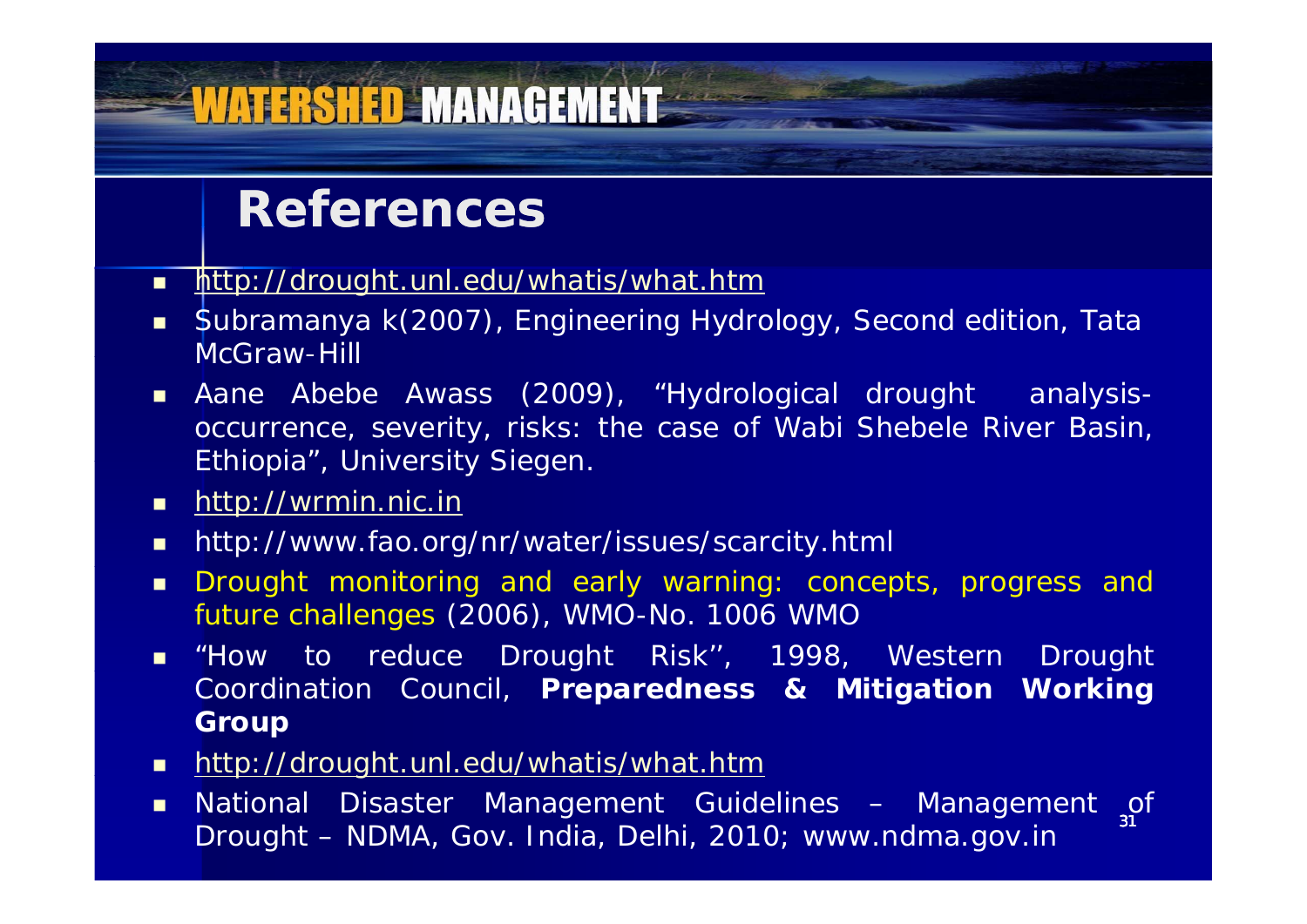# References

- http://drought.unl.edu/whatis/what.htm
- Subramanya k(2007), Engineering Hydrology, Second edition, Tata McGraw-Hill
- Aane Abebe Awass (2009), "Hydrological drought analysis- occurrence, severity, risks: the case of Wabi Shebele River Basin, Ethiopia", University Siegen.
- http://wrmin.nic.in
- http://www.fao.org/nr/water/issues/scarcity.html
- Drought monitoring and early warning: concepts, progress and future challenges (2006), WMO-No. 1006 WMO
- "How to reduce Drought Risk'', 1998, Western Drought Coordination Council, **Preparedness & Mitigation Working Group**
- http://drought.unl.edu/whatis/what.htm
- National Disaster Management Guidelines – Management of Drought – NDMA, Gov. India, Delhi, 2010; www.ndma.gov.in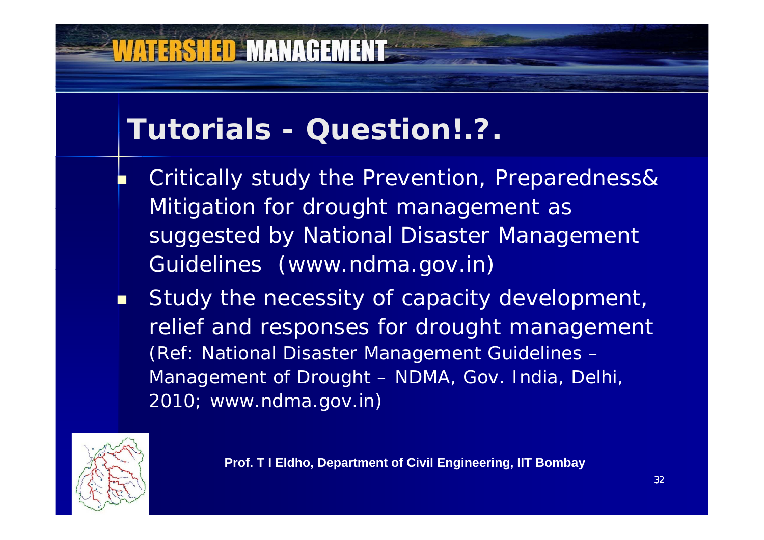## Tutorials - Question!.?.

- Critically study the Prevention, Preparedness& Mitigation for drought management as suggested by National Disaster Management Guidelines (www.ndma.gov.in)
- Study the necessity of capacity development, relief and responses for drought management (Ref: National Disaster Management Guidelines – Management of Drought – NDMA, Gov. India, Delhi, 2010; www.ndma.gov.in)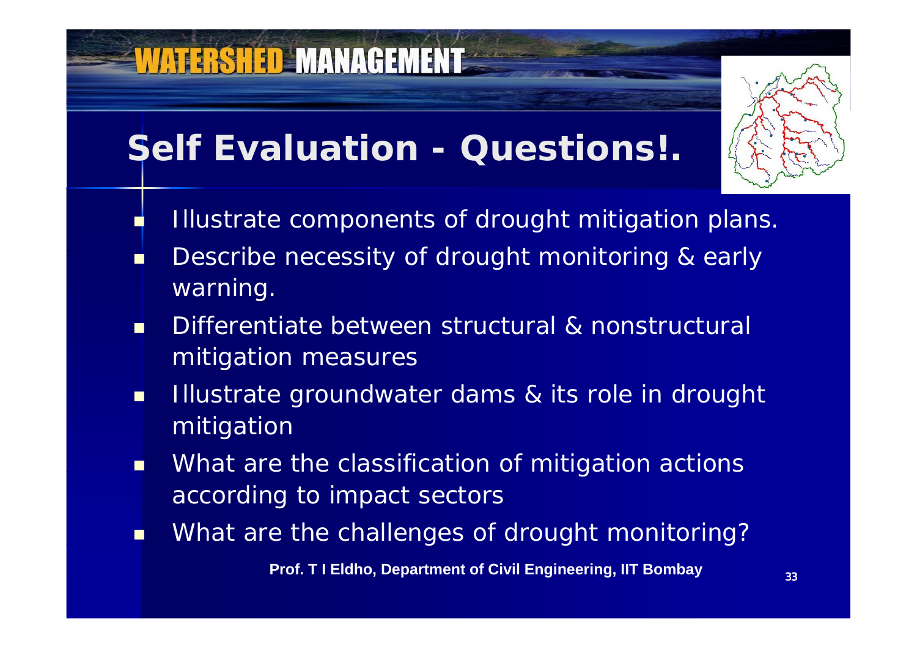# Self Evaluation - Questions!.

- Illustrate components of drought mitigation plans.
- Describe necessity of drought monitoring & early warning.
- Differentiate between structural & nonstructural mitigation measures
- Illustrate groundwater dams & its role in drought mitigation
- What are the classification of mitigation actions according to impact sectors
- What are the challenges of drought monitoring?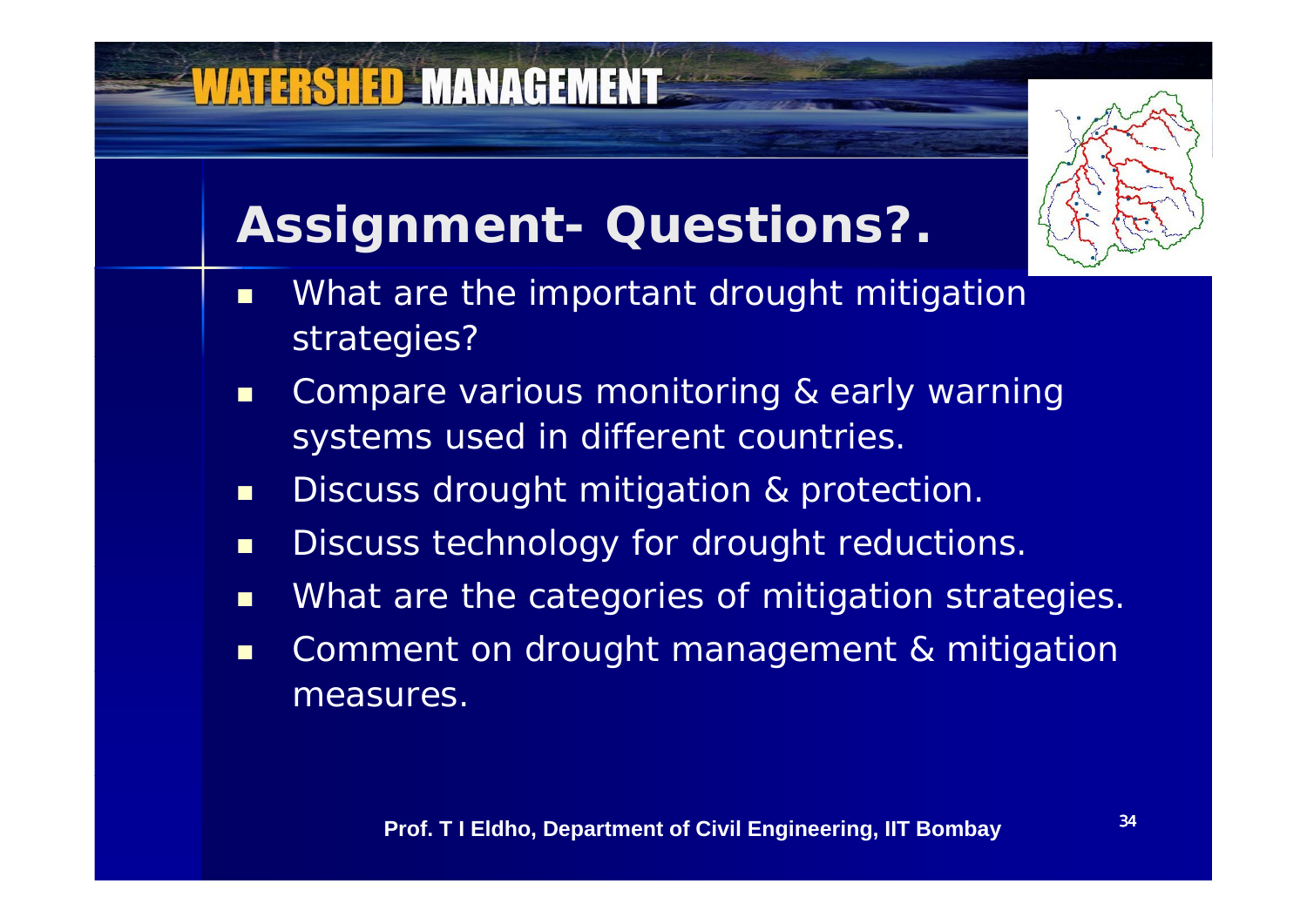# Assignment- Questions?.

- What are the important drought mitigation strategies?
- Compare various monitoring & early warning systems used in different countries.
- Discuss drought mitigation & protection.
- Discuss technology for drought reductions.
- What are the categories of mitigation strategies.
- Comment on drought management & mitigation measures.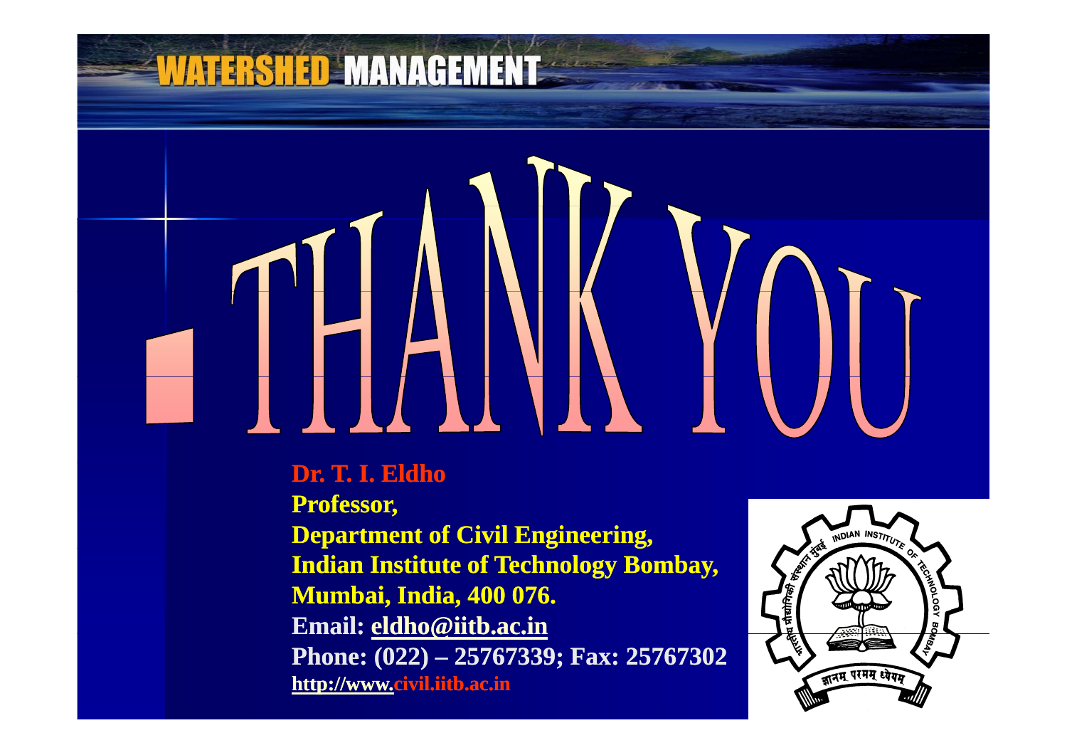# THANK YOU

**Dr. T. I. Eldho**
**Professor,**
**Department of Civil Engineering,**
**Indian Institute of Technology Bombay,**
**Mumbai, India, 400 076.**
**Email: eldho@iitb.ac.in**
**Phone: (022) – 25767339; Fax: 25767302**
**http://www.civil.iitb.ac.in**